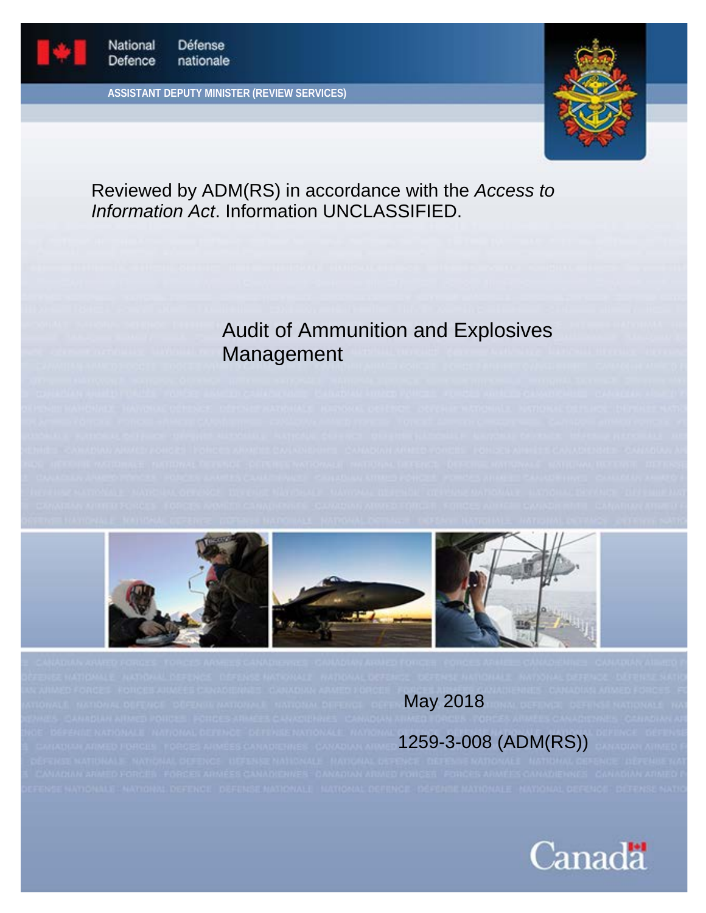National Defence Défense nationale

ASSISTANT DEPUTY MINISTER (REVIEW SERVICES)

Reviewed by ADM(RS) in accordance with the *Access to Information Act*. Information UNCLASSIFIED.

# Audit of Ammunition and Explosives Management

May 2018

1259-3-008 (ADM(RS))

Canada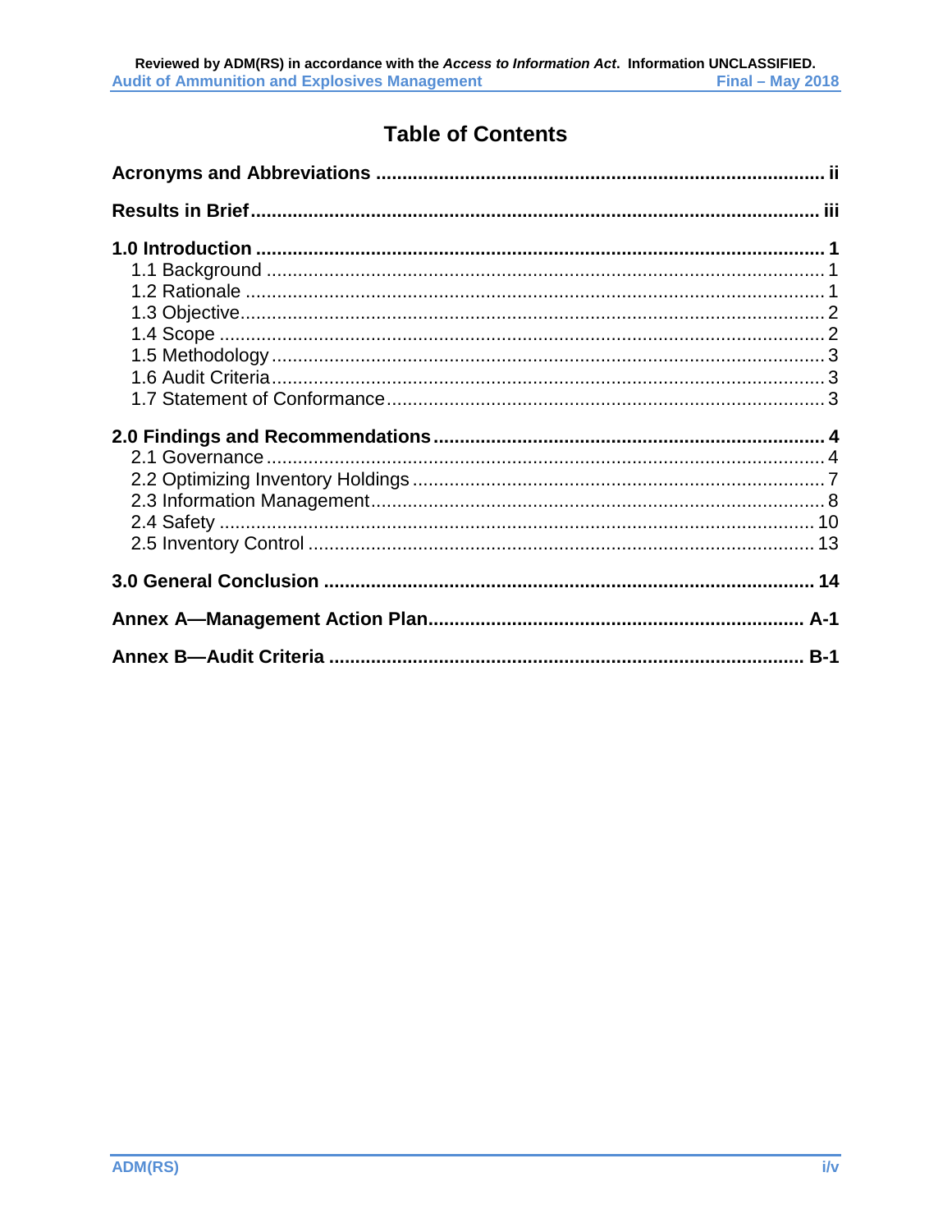# Table of Contents

**Acronyms and Abbreviations** ..... ii

**Results in Brief** ..... iii

**1.0 Introduction** ..... 1
- 1.1 Background ..... 1
- 1.2 Rationale ..... 1
- 1.3 Objective ..... 2
- 1.4 Scope ..... 2
- 1.5 Methodology ..... 3
- 1.6 Audit Criteria ..... 3
- 1.7 Statement of Conformance ..... 3

**2.0 Findings and Recommendations** ..... 4
- 2.1 Governance ..... 4
- 2.2 Optimizing Inventory Holdings ..... 7
- 2.3 Information Management ..... 8
- 2.4 Safety ..... 10
- 2.5 Inventory Control ..... 13

**3.0 General Conclusion** ..... 14

**Annex A—Management Action Plan** ..... A-1

**Annex B—Audit Criteria** ..... B-1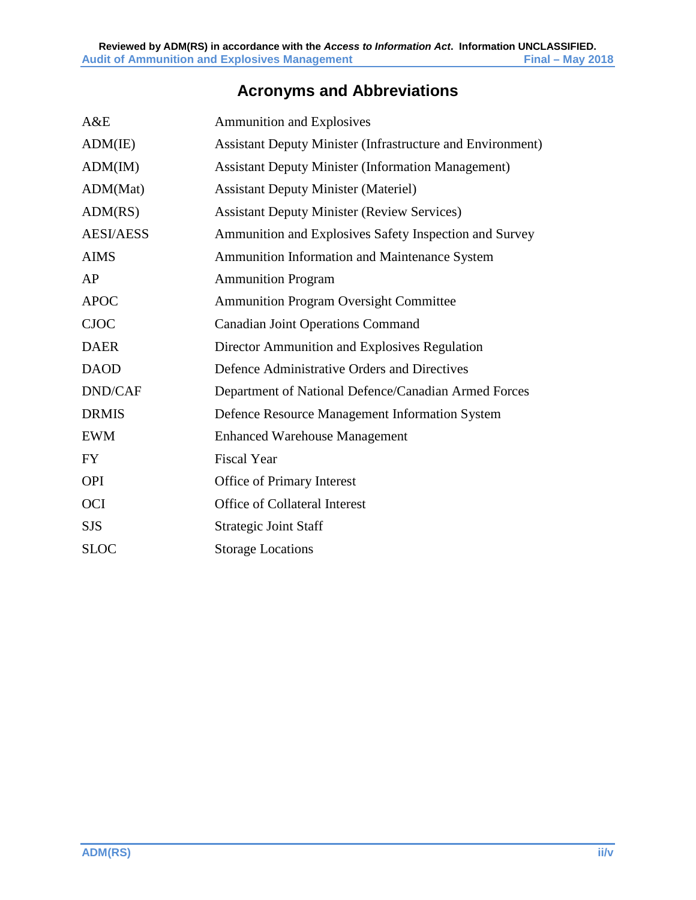# Acronyms and Abbreviations

| | |
|---|---|
| A&E | Ammunition and Explosives |
| ADM(IE) | Assistant Deputy Minister (Infrastructure and Environment) |
| ADM(IM) | Assistant Deputy Minister (Information Management) |
| ADM(Mat) | Assistant Deputy Minister (Materiel) |
| ADM(RS) | Assistant Deputy Minister (Review Services) |
| AESI/AESS | Ammunition and Explosives Safety Inspection and Survey |
| AIMS | Ammunition Information and Maintenance System |
| AP | Ammunition Program |
| APOC | Ammunition Program Oversight Committee |
| CJOC | Canadian Joint Operations Command |
| DAER | Director Ammunition and Explosives Regulation |
| DAOD | Defence Administrative Orders and Directives |
| DND/CAF | Department of National Defence/Canadian Armed Forces |
| DRMIS | Defence Resource Management Information System |
| EWM | Enhanced Warehouse Management |
| FY | Fiscal Year |
| OPI | Office of Primary Interest |
| OCI | Office of Collateral Interest |
| SJS | Strategic Joint Staff |
| SLOC | Storage Locations |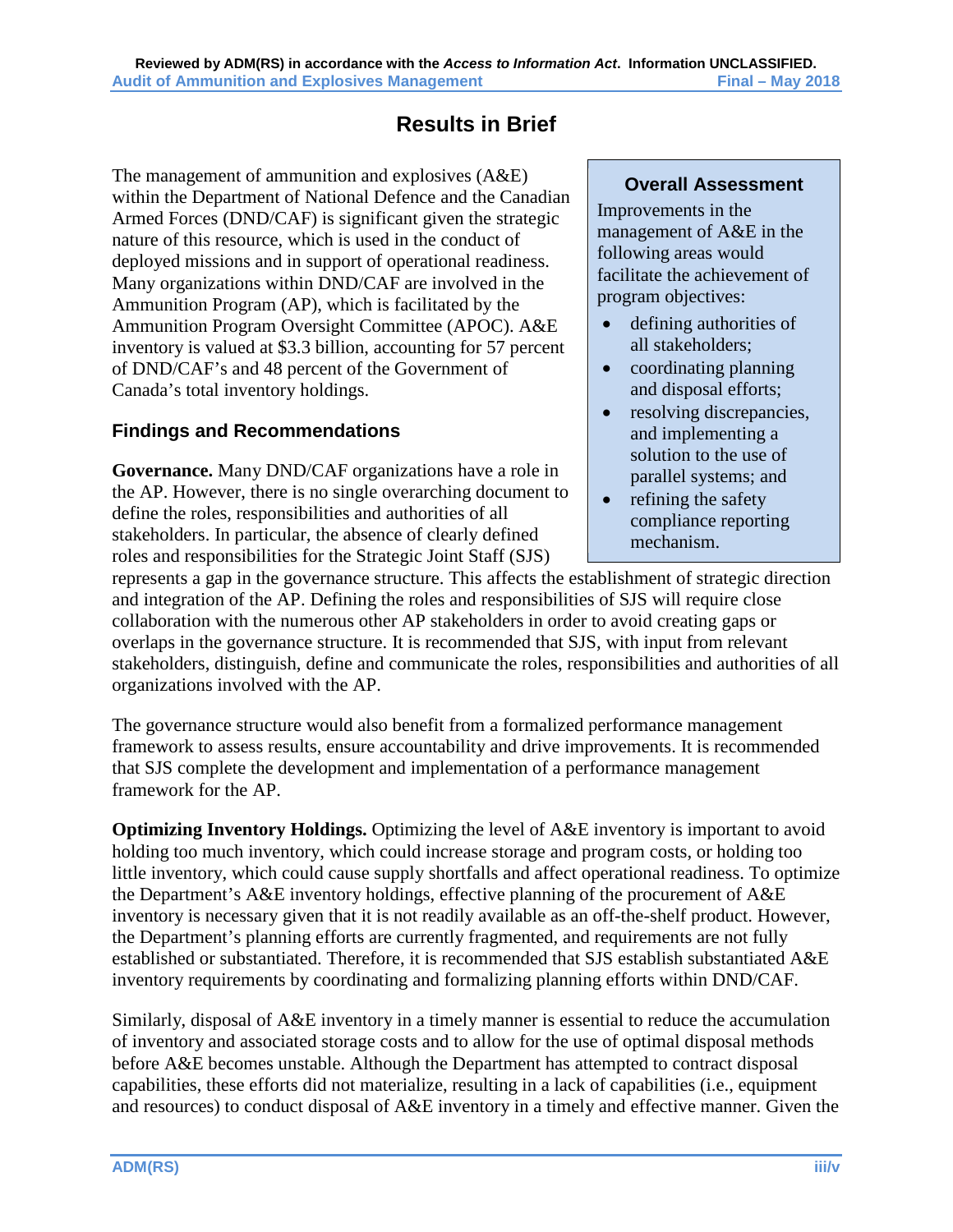# Results in Brief

The management of ammunition and explosives (A&E) within the Department of National Defence and the Canadian Armed Forces (DND/CAF) is significant given the strategic nature of this resource, which is used in the conduct of deployed missions and in support of operational readiness. Many organizations within DND/CAF are involved in the Ammunition Program (AP), which is facilitated by the Ammunition Program Oversight Committee (APOC). A&E inventory is valued at $3.3 billion, accounting for 57 percent of DND/CAF's and 48 percent of the Government of Canada's total inventory holdings.

> **Overall Assessment**
>
> Improvements in the management of A&E in the following areas would facilitate the achievement of program objectives:
>
> - defining authorities of all stakeholders;
> - coordinating planning and disposal efforts;
> - resolving discrepancies, and implementing a solution to the use of parallel systems; and
> - refining the safety compliance reporting mechanism.

## Findings and Recommendations

**Governance.** Many DND/CAF organizations have a role in the AP. However, there is no single overarching document to define the roles, responsibilities and authorities of all stakeholders. In particular, the absence of clearly defined roles and responsibilities for the Strategic Joint Staff (SJS) represents a gap in the governance structure. This affects the establishment of strategic direction and integration of the AP. Defining the roles and responsibilities of SJS will require close collaboration with the numerous other AP stakeholders in order to avoid creating gaps or overlaps in the governance structure. It is recommended that SJS, with input from relevant stakeholders, distinguish, define and communicate the roles, responsibilities and authorities of all organizations involved with the AP.

The governance structure would also benefit from a formalized performance management framework to assess results, ensure accountability and drive improvements. It is recommended that SJS complete the development and implementation of a performance management framework for the AP.

**Optimizing Inventory Holdings.** Optimizing the level of A&E inventory is important to avoid holding too much inventory, which could increase storage and program costs, or holding too little inventory, which could cause supply shortfalls and affect operational readiness. To optimize the Department's A&E inventory holdings, effective planning of the procurement of A&E inventory is necessary given that it is not readily available as an off-the-shelf product. However, the Department's planning efforts are currently fragmented, and requirements are not fully established or substantiated. Therefore, it is recommended that SJS establish substantiated A&E inventory requirements by coordinating and formalizing planning efforts within DND/CAF.

Similarly, disposal of A&E inventory in a timely manner is essential to reduce the accumulation of inventory and associated storage costs and to allow for the use of optimal disposal methods before A&E becomes unstable. Although the Department has attempted to contract disposal capabilities, these efforts did not materialize, resulting in a lack of capabilities (i.e., equipment and resources) to conduct disposal of A&E inventory in a timely and effective manner. Given the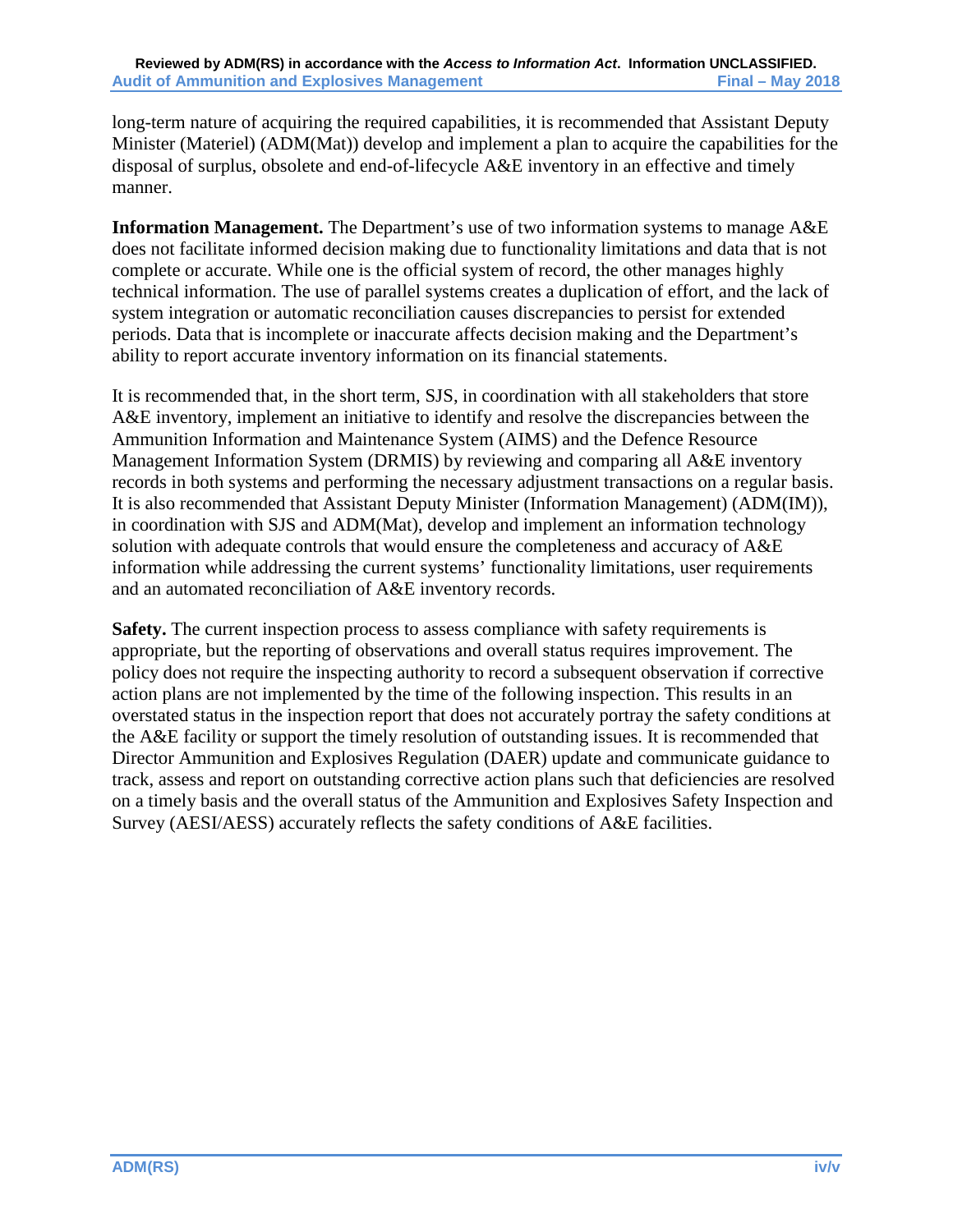long-term nature of acquiring the required capabilities, it is recommended that Assistant Deputy Minister (Materiel) (ADM(Mat)) develop and implement a plan to acquire the capabilities for the disposal of surplus, obsolete and end-of-lifecycle A&E inventory in an effective and timely manner.

**Information Management.** The Department's use of two information systems to manage A&E does not facilitate informed decision making due to functionality limitations and data that is not complete or accurate. While one is the official system of record, the other manages highly technical information. The use of parallel systems creates a duplication of effort, and the lack of system integration or automatic reconciliation causes discrepancies to persist for extended periods. Data that is incomplete or inaccurate affects decision making and the Department's ability to report accurate inventory information on its financial statements.

It is recommended that, in the short term, SJS, in coordination with all stakeholders that store A&E inventory, implement an initiative to identify and resolve the discrepancies between the Ammunition Information and Maintenance System (AIMS) and the Defence Resource Management Information System (DRMIS) by reviewing and comparing all A&E inventory records in both systems and performing the necessary adjustment transactions on a regular basis. It is also recommended that Assistant Deputy Minister (Information Management) (ADM(IM)), in coordination with SJS and ADM(Mat), develop and implement an information technology solution with adequate controls that would ensure the completeness and accuracy of A&E information while addressing the current systems' functionality limitations, user requirements and an automated reconciliation of A&E inventory records.

**Safety.** The current inspection process to assess compliance with safety requirements is appropriate, but the reporting of observations and overall status requires improvement. The policy does not require the inspecting authority to record a subsequent observation if corrective action plans are not implemented by the time of the following inspection. This results in an overstated status in the inspection report that does not accurately portray the safety conditions at the A&E facility or support the timely resolution of outstanding issues. It is recommended that Director Ammunition and Explosives Regulation (DAER) update and communicate guidance to track, assess and report on outstanding corrective action plans such that deficiencies are resolved on a timely basis and the overall status of the Ammunition and Explosives Safety Inspection and Survey (AESI/AESS) accurately reflects the safety conditions of A&E facilities.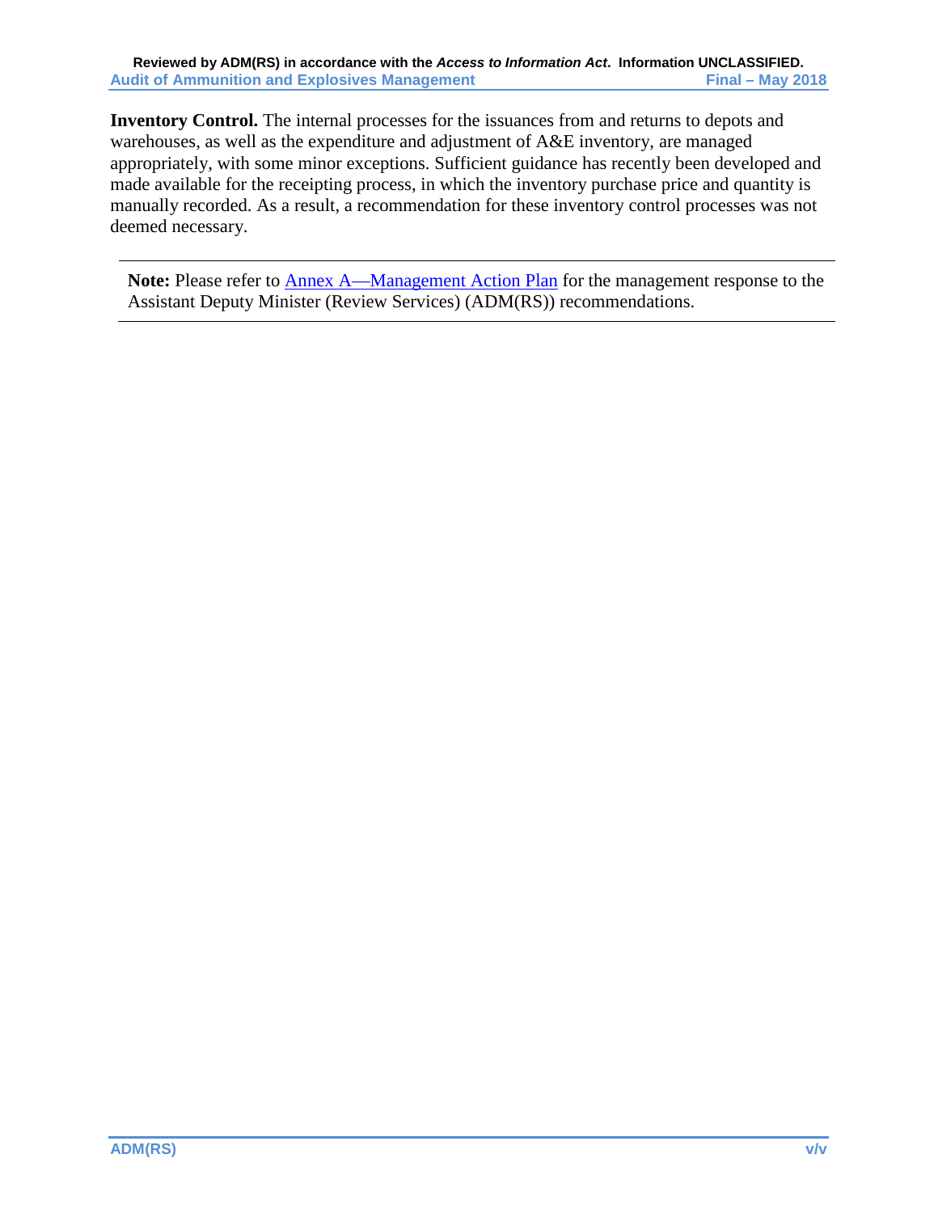**Inventory Control.** The internal processes for the issuances from and returns to depots and warehouses, as well as the expenditure and adjustment of A&E inventory, are managed appropriately, with some minor exceptions. Sufficient guidance has recently been developed and made available for the receipting process, in which the inventory purchase price and quantity is manually recorded. As a result, a recommendation for these inventory control processes was not deemed necessary.

---

**Note:** Please refer to Annex A—Management Action Plan for the management response to the Assistant Deputy Minister (Review Services) (ADM(RS)) recommendations.

---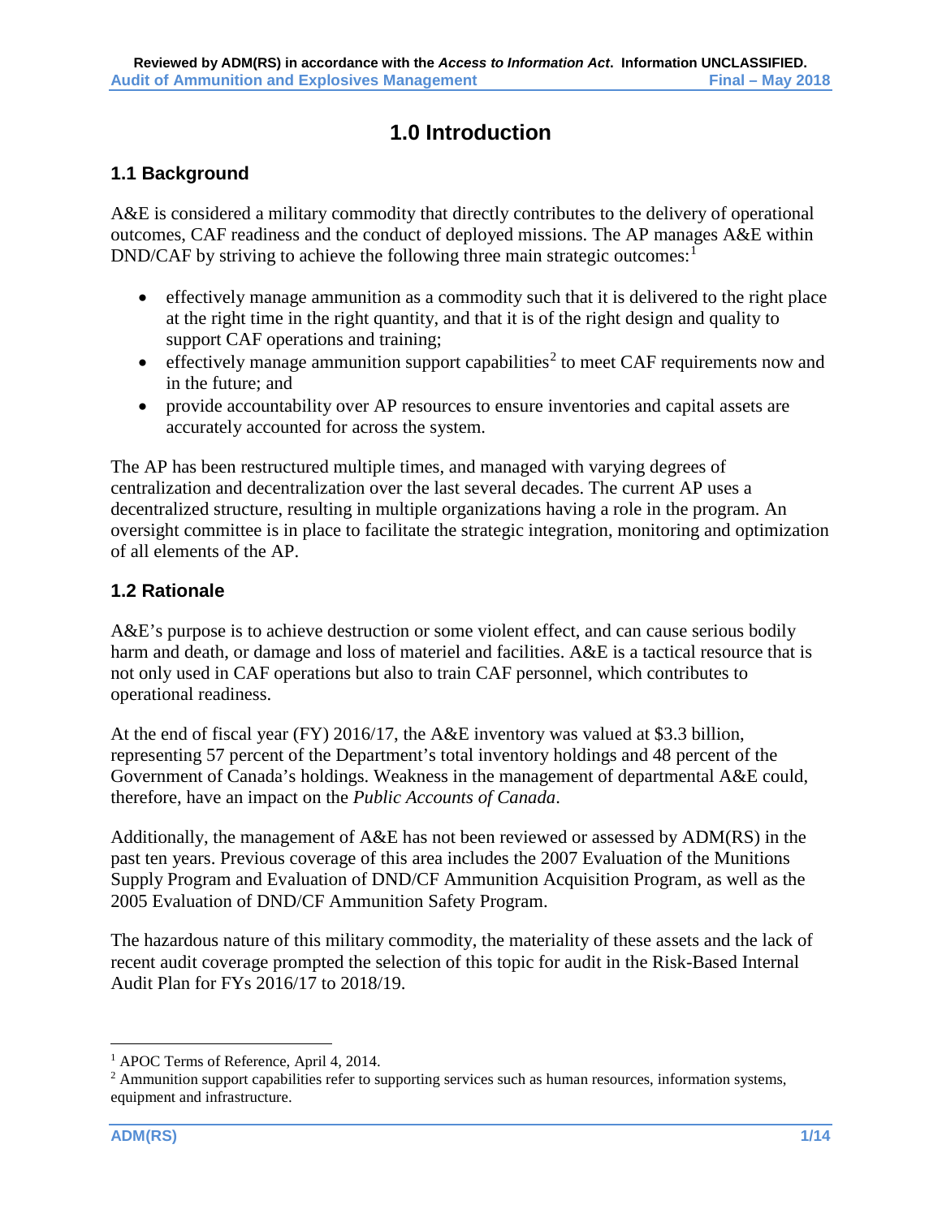# 1.0 Introduction

## 1.1 Background

A&E is considered a military commodity that directly contributes to the delivery of operational outcomes, CAF readiness and the conduct of deployed missions. The AP manages A&E within DND/CAF by striving to achieve the following three main strategic outcomes:[1]

- effectively manage ammunition as a commodity such that it is delivered to the right place at the right time in the right quantity, and that it is of the right design and quality to support CAF operations and training;
- effectively manage ammunition support capabilities[2] to meet CAF requirements now and in the future; and
- provide accountability over AP resources to ensure inventories and capital assets are accurately accounted for across the system.

The AP has been restructured multiple times, and managed with varying degrees of centralization and decentralization over the last several decades. The current AP uses a decentralized structure, resulting in multiple organizations having a role in the program. An oversight committee is in place to facilitate the strategic integration, monitoring and optimization of all elements of the AP.

## 1.2 Rationale

A&E's purpose is to achieve destruction or some violent effect, and can cause serious bodily harm and death, or damage and loss of materiel and facilities. A&E is a tactical resource that is not only used in CAF operations but also to train CAF personnel, which contributes to operational readiness.

At the end of fiscal year (FY) 2016/17, the A&E inventory was valued at $3.3 billion, representing 57 percent of the Department's total inventory holdings and 48 percent of the Government of Canada's holdings. Weakness in the management of departmental A&E could, therefore, have an impact on the *Public Accounts of Canada*.

Additionally, the management of A&E has not been reviewed or assessed by ADM(RS) in the past ten years. Previous coverage of this area includes the 2007 Evaluation of the Munitions Supply Program and Evaluation of DND/CF Ammunition Acquisition Program, as well as the 2005 Evaluation of DND/CF Ammunition Safety Program.

The hazardous nature of this military commodity, the materiality of these assets and the lack of recent audit coverage prompted the selection of this topic for audit in the Risk-Based Internal Audit Plan for FYs 2016/17 to 2018/19.

---

[1] APOC Terms of Reference, April 4, 2014.

[2] Ammunition support capabilities refer to supporting services such as human resources, information systems, equipment and infrastructure.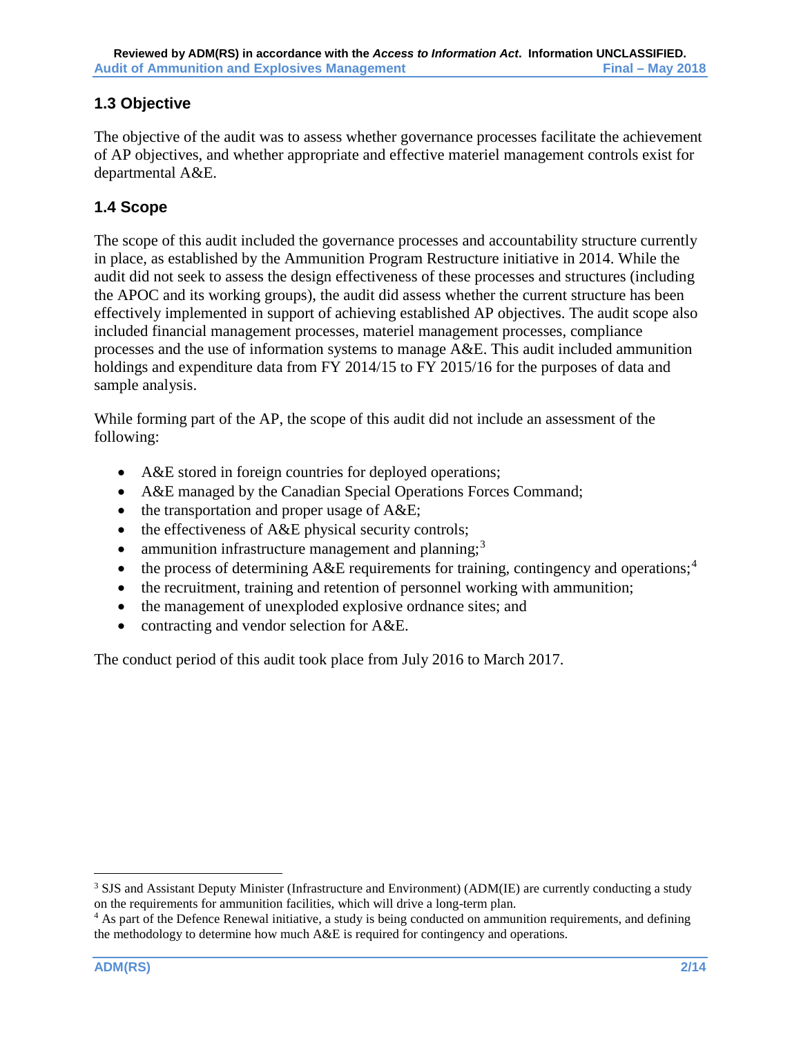## 1.3 Objective

The objective of the audit was to assess whether governance processes facilitate the achievement of AP objectives, and whether appropriate and effective materiel management controls exist for departmental A&E.

## 1.4 Scope

The scope of this audit included the governance processes and accountability structure currently in place, as established by the Ammunition Program Restructure initiative in 2014. While the audit did not seek to assess the design effectiveness of these processes and structures (including the APOC and its working groups), the audit did assess whether the current structure has been effectively implemented in support of achieving established AP objectives. The audit scope also included financial management processes, materiel management processes, compliance processes and the use of information systems to manage A&E. This audit included ammunition holdings and expenditure data from FY 2014/15 to FY 2015/16 for the purposes of data and sample analysis.

While forming part of the AP, the scope of this audit did not include an assessment of the following:

- A&E stored in foreign countries for deployed operations;
- A&E managed by the Canadian Special Operations Forces Command;
- the transportation and proper usage of A&E;
- the effectiveness of A&E physical security controls;
- ammunition infrastructure management and planning;[3]
- the process of determining A&E requirements for training, contingency and operations;[4]
- the recruitment, training and retention of personnel working with ammunition;
- the management of unexploded explosive ordnance sites; and
- contracting and vendor selection for A&E.

The conduct period of this audit took place from July 2016 to March 2017.

---

[3] SJS and Assistant Deputy Minister (Infrastructure and Environment) (ADM(IE) are currently conducting a study on the requirements for ammunition facilities, which will drive a long-term plan.

[4] As part of the Defence Renewal initiative, a study is being conducted on ammunition requirements, and defining the methodology to determine how much A&E is required for contingency and operations.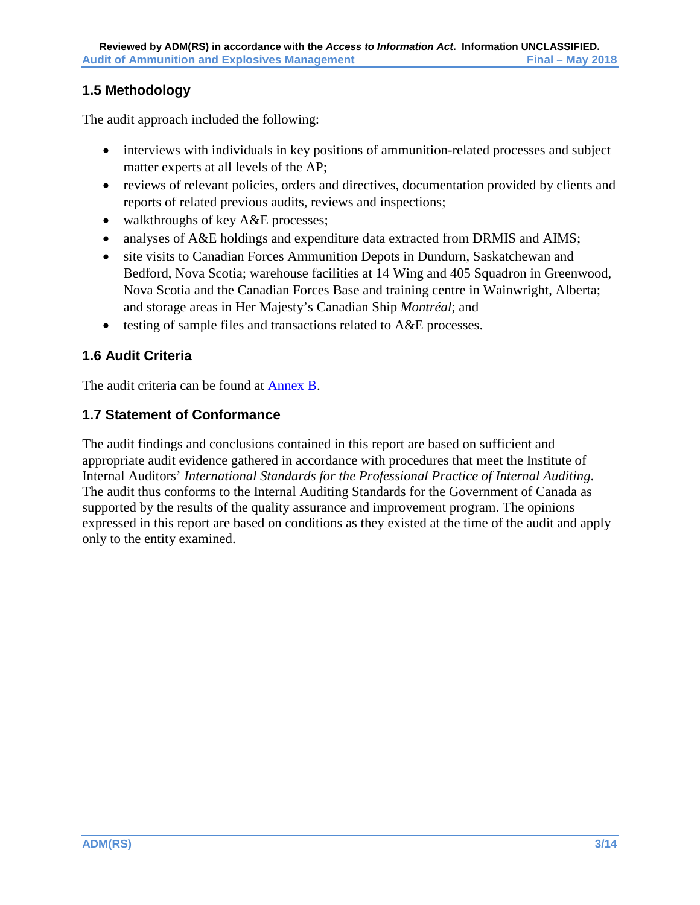## 1.5 Methodology

The audit approach included the following:

- interviews with individuals in key positions of ammunition-related processes and subject matter experts at all levels of the AP;
- reviews of relevant policies, orders and directives, documentation provided by clients and reports of related previous audits, reviews and inspections;
- walkthroughs of key A&E processes;
- analyses of A&E holdings and expenditure data extracted from DRMIS and AIMS;
- site visits to Canadian Forces Ammunition Depots in Dundurn, Saskatchewan and Bedford, Nova Scotia; warehouse facilities at 14 Wing and 405 Squadron in Greenwood, Nova Scotia and the Canadian Forces Base and training centre in Wainwright, Alberta; and storage areas in Her Majesty's Canadian Ship *Montréal*; and
- testing of sample files and transactions related to A&E processes.

## 1.6 Audit Criteria

The audit criteria can be found at Annex B.

## 1.7 Statement of Conformance

The audit findings and conclusions contained in this report are based on sufficient and appropriate audit evidence gathered in accordance with procedures that meet the Institute of Internal Auditors' *International Standards for the Professional Practice of Internal Auditing.* The audit thus conforms to the Internal Auditing Standards for the Government of Canada as supported by the results of the quality assurance and improvement program. The opinions expressed in this report are based on conditions as they existed at the time of the audit and apply only to the entity examined.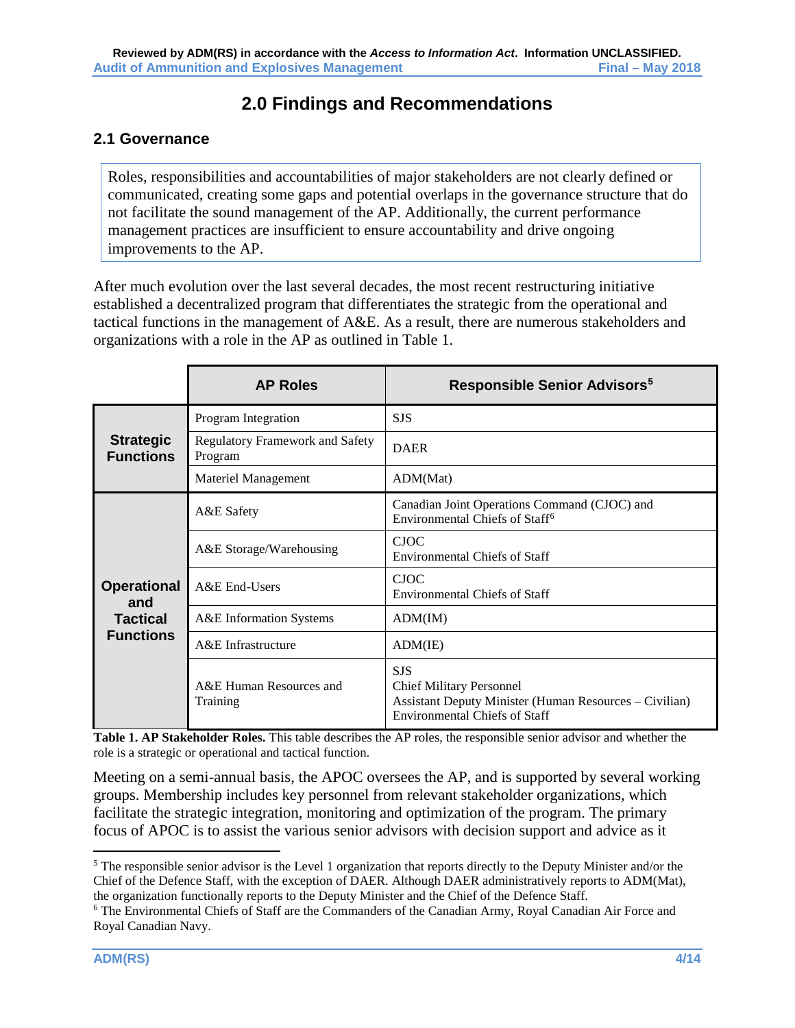# 2.0 Findings and Recommendations

## 2.1 Governance

Roles, responsibilities and accountabilities of major stakeholders are not clearly defined or communicated, creating some gaps and potential overlaps in the governance structure that do not facilitate the sound management of the AP. Additionally, the current performance management practices are insufficient to ensure accountability and drive ongoing improvements to the AP.

After much evolution over the last several decades, the most recent restructuring initiative established a decentralized program that differentiates the strategic from the operational and tactical functions in the management of A&E. As a result, there are numerous stakeholders and organizations with a role in the AP as outlined in Table 1.

| | AP Roles | Responsible Senior Advisors[5] |
|---|---|---|
| **Strategic Functions** | Program Integration | SJS |
| | Regulatory Framework and Safety Program | DAER |
| | Materiel Management | ADM(Mat) |
| **Operational and Tactical Functions** | A&E Safety | Canadian Joint Operations Command (CJOC) and Environmental Chiefs of Staff[6] |
| | A&E Storage/Warehousing | CJOC<br>Environmental Chiefs of Staff |
| | A&E End-Users | CJOC<br>Environmental Chiefs of Staff |
| | A&E Information Systems | ADM(IM) |
| | A&E Infrastructure | ADM(IE) |
| | A&E Human Resources and Training | SJS<br>Chief Military Personnel<br>Assistant Deputy Minister (Human Resources – Civilian)<br>Environmental Chiefs of Staff |

**Table 1. AP Stakeholder Roles.** This table describes the AP roles, the responsible senior advisor and whether the role is a strategic or operational and tactical function.

Meeting on a semi-annual basis, the APOC oversees the AP, and is supported by several working groups. Membership includes key personnel from relevant stakeholder organizations, which facilitate the strategic integration, monitoring and optimization of the program. The primary focus of APOC is to assist the various senior advisors with decision support and advice as it

---

[5] The responsible senior advisor is the Level 1 organization that reports directly to the Deputy Minister and/or the Chief of the Defence Staff, with the exception of DAER. Although DAER administratively reports to ADM(Mat), the organization functionally reports to the Deputy Minister and the Chief of the Defence Staff.

[6] The Environmental Chiefs of Staff are the Commanders of the Canadian Army, Royal Canadian Air Force and Royal Canadian Navy.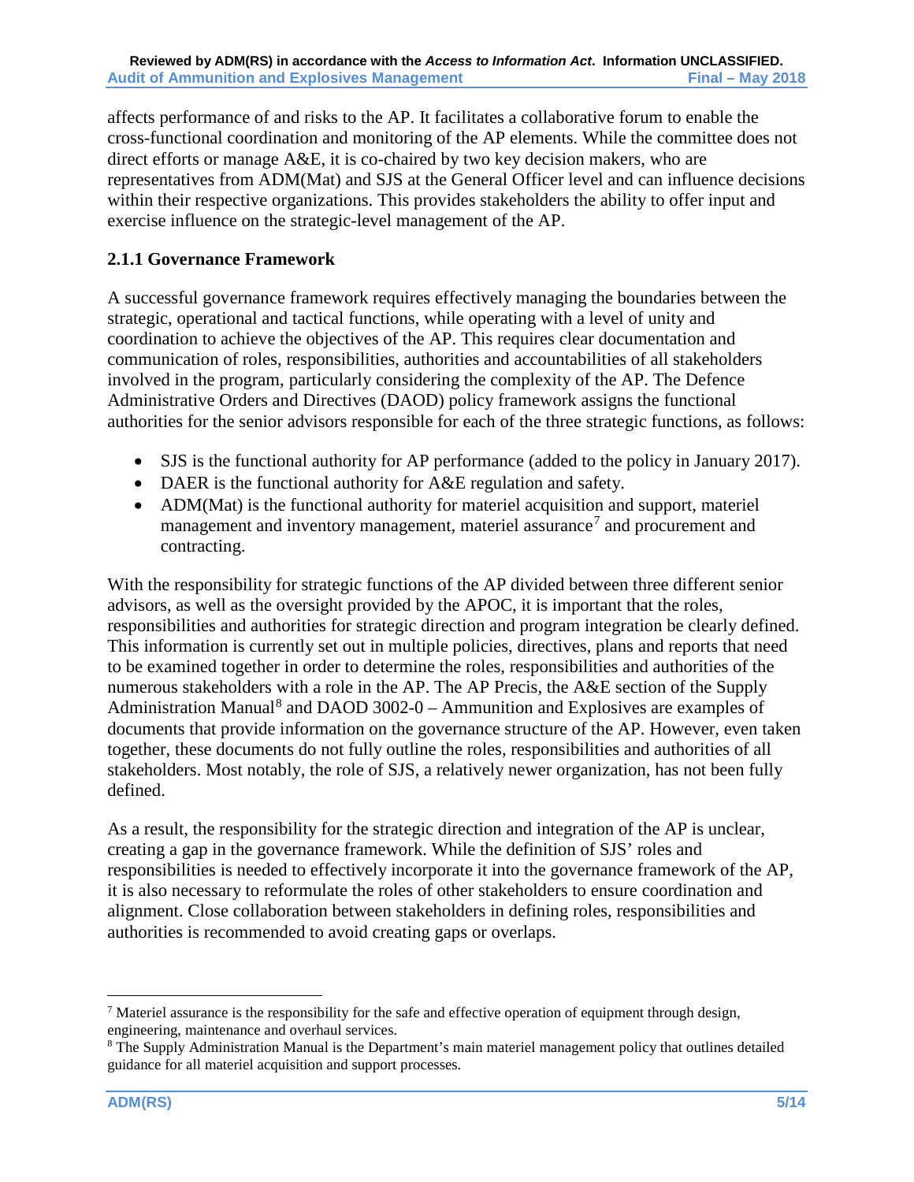affects performance of and risks to the AP. It facilitates a collaborative forum to enable the cross-functional coordination and monitoring of the AP elements. While the committee does not direct efforts or manage A&E, it is co-chaired by two key decision makers, who are representatives from ADM(Mat) and SJS at the General Officer level and can influence decisions within their respective organizations. This provides stakeholders the ability to offer input and exercise influence on the strategic-level management of the AP.

### 2.1.1 Governance Framework

A successful governance framework requires effectively managing the boundaries between the strategic, operational and tactical functions, while operating with a level of unity and coordination to achieve the objectives of the AP. This requires clear documentation and communication of roles, responsibilities, authorities and accountabilities of all stakeholders involved in the program, particularly considering the complexity of the AP. The Defence Administrative Orders and Directives (DAOD) policy framework assigns the functional authorities for the senior advisors responsible for each of the three strategic functions, as follows:

- SJS is the functional authority for AP performance (added to the policy in January 2017).
- DAER is the functional authority for A&E regulation and safety.
- ADM(Mat) is the functional authority for materiel acquisition and support, materiel management and inventory management, materiel assurance[7] and procurement and contracting.

With the responsibility for strategic functions of the AP divided between three different senior advisors, as well as the oversight provided by the APOC, it is important that the roles, responsibilities and authorities for strategic direction and program integration be clearly defined. This information is currently set out in multiple policies, directives, plans and reports that need to be examined together in order to determine the roles, responsibilities and authorities of the numerous stakeholders with a role in the AP. The AP Precis, the A&E section of the Supply Administration Manual[8] and DAOD 3002-0 – Ammunition and Explosives are examples of documents that provide information on the governance structure of the AP. However, even taken together, these documents do not fully outline the roles, responsibilities and authorities of all stakeholders. Most notably, the role of SJS, a relatively newer organization, has not been fully defined.

As a result, the responsibility for the strategic direction and integration of the AP is unclear, creating a gap in the governance framework. While the definition of SJS' roles and responsibilities is needed to effectively incorporate it into the governance framework of the AP, it is also necessary to reformulate the roles of other stakeholders to ensure coordination and alignment. Close collaboration between stakeholders in defining roles, responsibilities and authorities is recommended to avoid creating gaps or overlaps.

---

[7] Materiel assurance is the responsibility for the safe and effective operation of equipment through design, engineering, maintenance and overhaul services.

[8] The Supply Administration Manual is the Department's main materiel management policy that outlines detailed guidance for all materiel acquisition and support processes.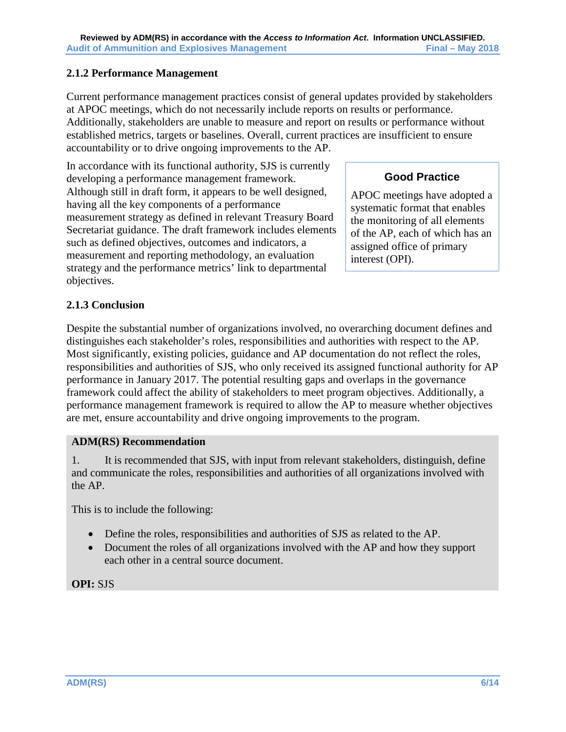### 2.1.2 Performance Management

Current performance management practices consist of general updates provided by stakeholders at APOC meetings, which do not necessarily include reports on results or performance. Additionally, stakeholders are unable to measure and report on results or performance without established metrics, targets or baselines. Overall, current practices are insufficient to ensure accountability or to drive ongoing improvements to the AP.

In accordance with its functional authority, SJS is currently developing a performance management framework. Although still in draft form, it appears to be well designed, having all the key components of a performance measurement strategy as defined in relevant Treasury Board Secretariat guidance. The draft framework includes elements such as defined objectives, outcomes and indicators, a measurement and reporting methodology, an evaluation strategy and the performance metrics' link to departmental objectives.

> **Good Practice**
>
> APOC meetings have adopted a systematic format that enables the monitoring of all elements of the AP, each of which has an assigned office of primary interest (OPI).

### 2.1.3 Conclusion

Despite the substantial number of organizations involved, no overarching document defines and distinguishes each stakeholder's roles, responsibilities and authorities with respect to the AP. Most significantly, existing policies, guidance and AP documentation do not reflect the roles, responsibilities and authorities of SJS, who only received its assigned functional authority for AP performance in January 2017. The potential resulting gaps and overlaps in the governance framework could affect the ability of stakeholders to meet program objectives. Additionally, a performance management framework is required to allow the AP to measure whether objectives are met, ensure accountability and drive ongoing improvements to the program.

**ADM(RS) Recommendation**

1. It is recommended that SJS, with input from relevant stakeholders, distinguish, define and communicate the roles, responsibilities and authorities of all organizations involved with the AP.

This is to include the following:

- Define the roles, responsibilities and authorities of SJS as related to the AP.
- Document the roles of all organizations involved with the AP and how they support each other in a central source document.

**OPI:** SJS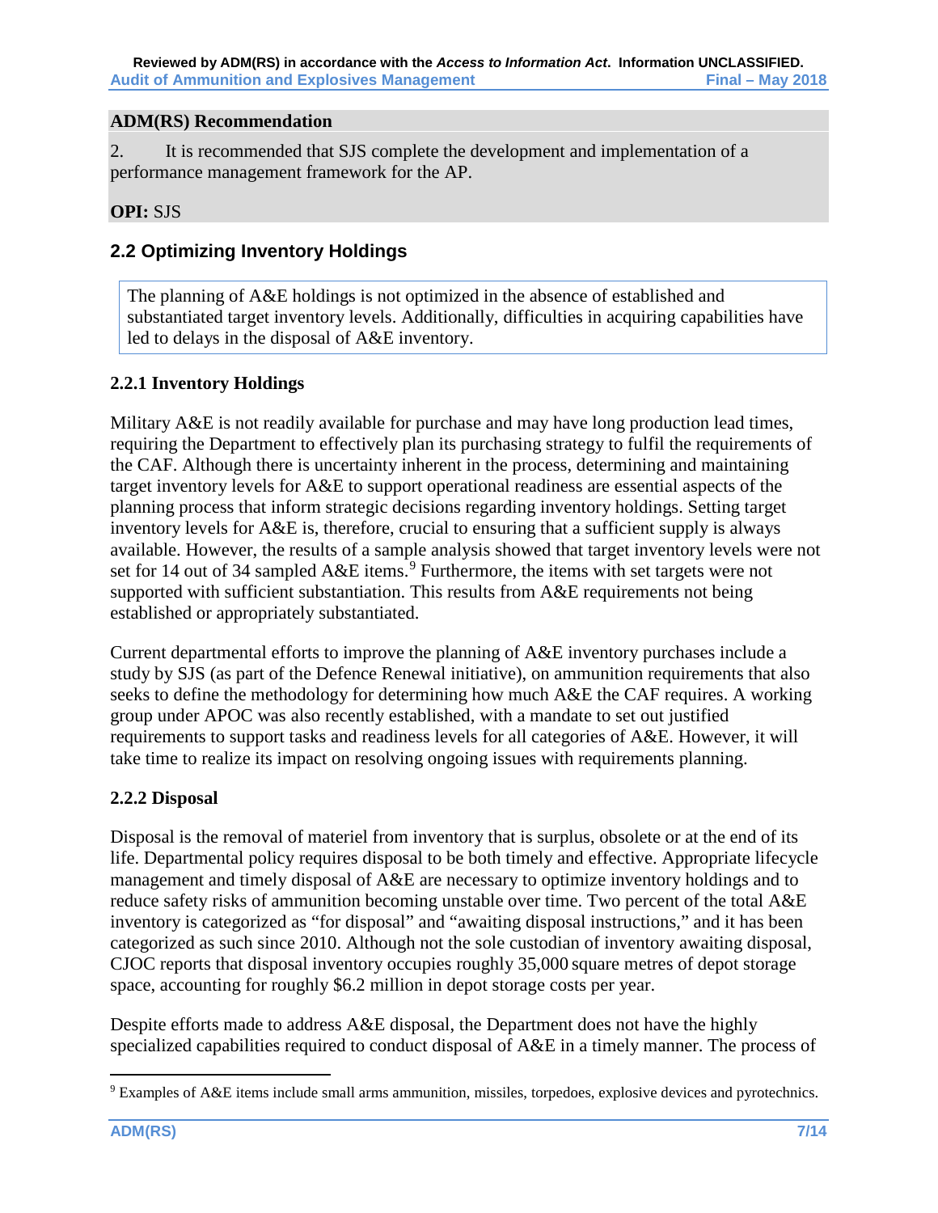**ADM(RS) Recommendation**

2. It is recommended that SJS complete the development and implementation of a performance management framework for the AP.

**OPI:** SJS

## 2.2 Optimizing Inventory Holdings

The planning of A&E holdings is not optimized in the absence of established and substantiated target inventory levels. Additionally, difficulties in acquiring capabilities have led to delays in the disposal of A&E inventory.

### 2.2.1 Inventory Holdings

Military A&E is not readily available for purchase and may have long production lead times, requiring the Department to effectively plan its purchasing strategy to fulfil the requirements of the CAF. Although there is uncertainty inherent in the process, determining and maintaining target inventory levels for A&E to support operational readiness are essential aspects of the planning process that inform strategic decisions regarding inventory holdings. Setting target inventory levels for A&E is, therefore, crucial to ensuring that a sufficient supply is always available. However, the results of a sample analysis showed that target inventory levels were not set for 14 out of 34 sampled A&E items.[9] Furthermore, the items with set targets were not supported with sufficient substantiation. This results from A&E requirements not being established or appropriately substantiated.

Current departmental efforts to improve the planning of A&E inventory purchases include a study by SJS (as part of the Defence Renewal initiative), on ammunition requirements that also seeks to define the methodology for determining how much A&E the CAF requires. A working group under APOC was also recently established, with a mandate to set out justified requirements to support tasks and readiness levels for all categories of A&E. However, it will take time to realize its impact on resolving ongoing issues with requirements planning.

### 2.2.2 Disposal

Disposal is the removal of materiel from inventory that is surplus, obsolete or at the end of its life. Departmental policy requires disposal to be both timely and effective. Appropriate lifecycle management and timely disposal of A&E are necessary to optimize inventory holdings and to reduce safety risks of ammunition becoming unstable over time. Two percent of the total A&E inventory is categorized as "for disposal" and "awaiting disposal instructions," and it has been categorized as such since 2010. Although not the sole custodian of inventory awaiting disposal, CJOC reports that disposal inventory occupies roughly 35,000 square metres of depot storage space, accounting for roughly $6.2 million in depot storage costs per year.

Despite efforts made to address A&E disposal, the Department does not have the highly specialized capabilities required to conduct disposal of A&E in a timely manner. The process of

[9] Examples of A&E items include small arms ammunition, missiles, torpedoes, explosive devices and pyrotechnics.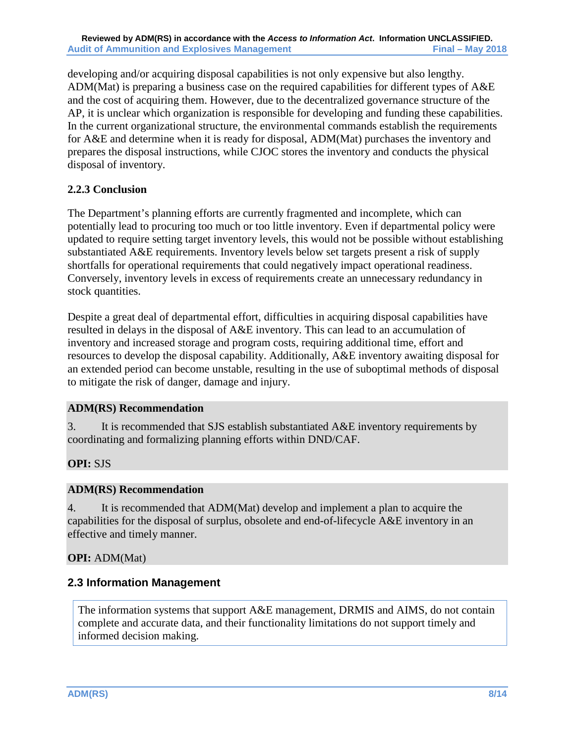developing and/or acquiring disposal capabilities is not only expensive but also lengthy. ADM(Mat) is preparing a business case on the required capabilities for different types of A&E and the cost of acquiring them. However, due to the decentralized governance structure of the AP, it is unclear which organization is responsible for developing and funding these capabilities. In the current organizational structure, the environmental commands establish the requirements for A&E and determine when it is ready for disposal, ADM(Mat) purchases the inventory and prepares the disposal instructions, while CJOC stores the inventory and conducts the physical disposal of inventory.

### 2.2.3 Conclusion

The Department's planning efforts are currently fragmented and incomplete, which can potentially lead to procuring too much or too little inventory. Even if departmental policy were updated to require setting target inventory levels, this would not be possible without establishing substantiated A&E requirements. Inventory levels below set targets present a risk of supply shortfalls for operational requirements that could negatively impact operational readiness. Conversely, inventory levels in excess of requirements create an unnecessary redundancy in stock quantities.

Despite a great deal of departmental effort, difficulties in acquiring disposal capabilities have resulted in delays in the disposal of A&E inventory. This can lead to an accumulation of inventory and increased storage and program costs, requiring additional time, effort and resources to develop the disposal capability. Additionally, A&E inventory awaiting disposal for an extended period can become unstable, resulting in the use of suboptimal methods of disposal to mitigate the risk of danger, damage and injury.

**ADM(RS) Recommendation**

3. It is recommended that SJS establish substantiated A&E inventory requirements by coordinating and formalizing planning efforts within DND/CAF.

**OPI:** SJS

**ADM(RS) Recommendation**

4. It is recommended that ADM(Mat) develop and implement a plan to acquire the capabilities for the disposal of surplus, obsolete and end-of-lifecycle A&E inventory in an effective and timely manner.

**OPI:** ADM(Mat)

## 2.3 Information Management

The information systems that support A&E management, DRMIS and AIMS, do not contain complete and accurate data, and their functionality limitations do not support timely and informed decision making.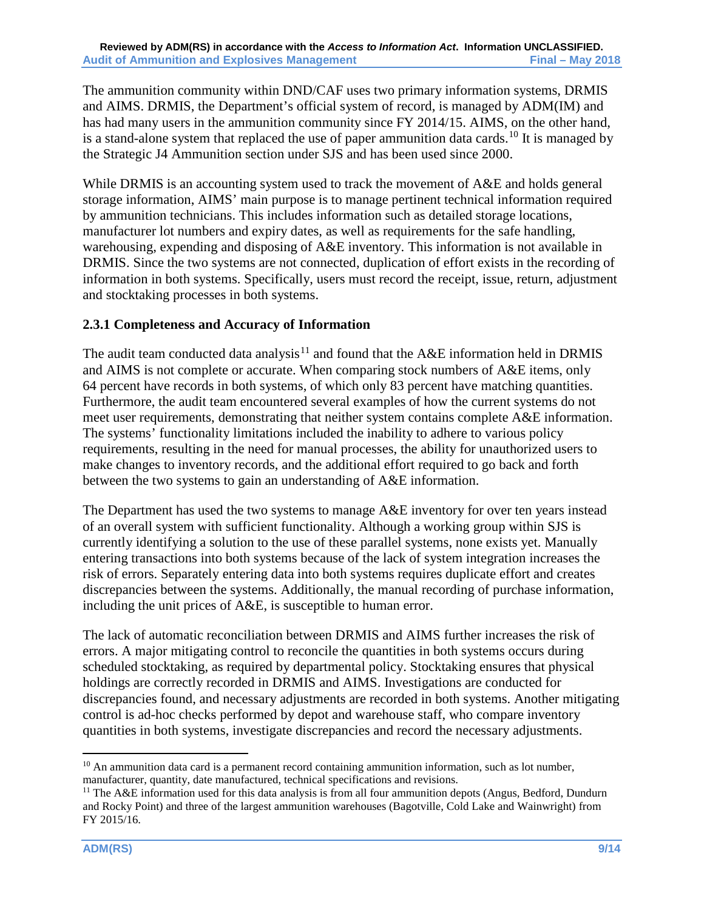The ammunition community within DND/CAF uses two primary information systems, DRMIS and AIMS. DRMIS, the Department's official system of record, is managed by ADM(IM) and has had many users in the ammunition community since FY 2014/15. AIMS, on the other hand, is a stand-alone system that replaced the use of paper ammunition data cards.[10] It is managed by the Strategic J4 Ammunition section under SJS and has been used since 2000.

While DRMIS is an accounting system used to track the movement of A&E and holds general storage information, AIMS' main purpose is to manage pertinent technical information required by ammunition technicians. This includes information such as detailed storage locations, manufacturer lot numbers and expiry dates, as well as requirements for the safe handling, warehousing, expending and disposing of A&E inventory. This information is not available in DRMIS. Since the two systems are not connected, duplication of effort exists in the recording of information in both systems. Specifically, users must record the receipt, issue, return, adjustment and stocktaking processes in both systems.

### 2.3.1 Completeness and Accuracy of Information

The audit team conducted data analysis[11] and found that the A&E information held in DRMIS and AIMS is not complete or accurate. When comparing stock numbers of A&E items, only 64 percent have records in both systems, of which only 83 percent have matching quantities. Furthermore, the audit team encountered several examples of how the current systems do not meet user requirements, demonstrating that neither system contains complete A&E information. The systems' functionality limitations included the inability to adhere to various policy requirements, resulting in the need for manual processes, the ability for unauthorized users to make changes to inventory records, and the additional effort required to go back and forth between the two systems to gain an understanding of A&E information.

The Department has used the two systems to manage A&E inventory for over ten years instead of an overall system with sufficient functionality. Although a working group within SJS is currently identifying a solution to the use of these parallel systems, none exists yet. Manually entering transactions into both systems because of the lack of system integration increases the risk of errors. Separately entering data into both systems requires duplicate effort and creates discrepancies between the systems. Additionally, the manual recording of purchase information, including the unit prices of A&E, is susceptible to human error.

The lack of automatic reconciliation between DRMIS and AIMS further increases the risk of errors. A major mitigating control to reconcile the quantities in both systems occurs during scheduled stocktaking, as required by departmental policy. Stocktaking ensures that physical holdings are correctly recorded in DRMIS and AIMS. Investigations are conducted for discrepancies found, and necessary adjustments are recorded in both systems. Another mitigating control is ad-hoc checks performed by depot and warehouse staff, who compare inventory quantities in both systems, investigate discrepancies and record the necessary adjustments.

---

[10] An ammunition data card is a permanent record containing ammunition information, such as lot number, manufacturer, quantity, date manufactured, technical specifications and revisions.

[11] The A&E information used for this data analysis is from all four ammunition depots (Angus, Bedford, Dundurn and Rocky Point) and three of the largest ammunition warehouses (Bagotville, Cold Lake and Wainwright) from FY 2015/16.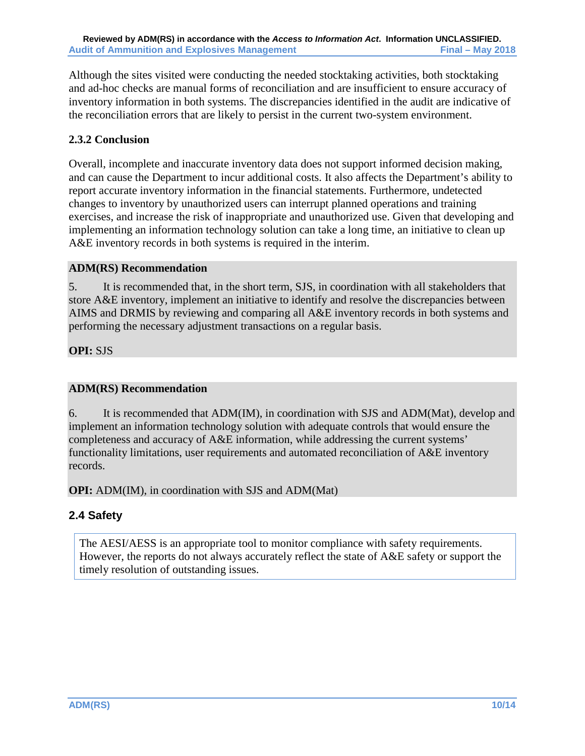Although the sites visited were conducting the needed stocktaking activities, both stocktaking and ad-hoc checks are manual forms of reconciliation and are insufficient to ensure accuracy of inventory information in both systems. The discrepancies identified in the audit are indicative of the reconciliation errors that are likely to persist in the current two-system environment.

### 2.3.2 Conclusion

Overall, incomplete and inaccurate inventory data does not support informed decision making, and can cause the Department to incur additional costs. It also affects the Department's ability to report accurate inventory information in the financial statements. Furthermore, undetected changes to inventory by unauthorized users can interrupt planned operations and training exercises, and increase the risk of inappropriate and unauthorized use. Given that developing and implementing an information technology solution can take a long time, an initiative to clean up A&E inventory records in both systems is required in the interim.

**ADM(RS) Recommendation**

5. It is recommended that, in the short term, SJS, in coordination with all stakeholders that store A&E inventory, implement an initiative to identify and resolve the discrepancies between AIMS and DRMIS by reviewing and comparing all A&E inventory records in both systems and performing the necessary adjustment transactions on a regular basis.

**OPI:** SJS

**ADM(RS) Recommendation**

6. It is recommended that ADM(IM), in coordination with SJS and ADM(Mat), develop and implement an information technology solution with adequate controls that would ensure the completeness and accuracy of A&E information, while addressing the current systems' functionality limitations, user requirements and automated reconciliation of A&E inventory records.

**OPI:** ADM(IM), in coordination with SJS and ADM(Mat)

## 2.4 Safety

The AESI/AESS is an appropriate tool to monitor compliance with safety requirements. However, the reports do not always accurately reflect the state of A&E safety or support the timely resolution of outstanding issues.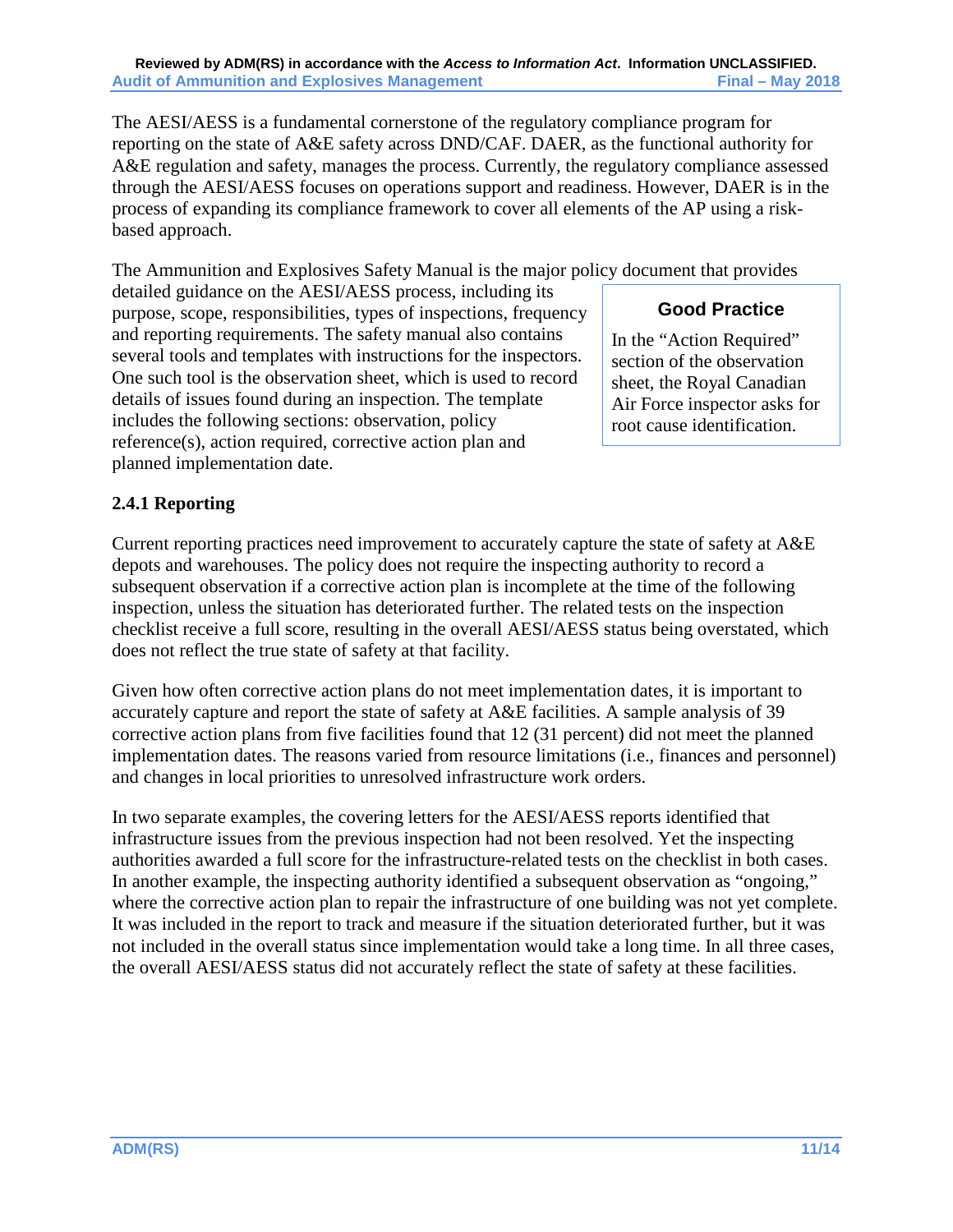The AESI/AESS is a fundamental cornerstone of the regulatory compliance program for reporting on the state of A&E safety across DND/CAF. DAER, as the functional authority for A&E regulation and safety, manages the process. Currently, the regulatory compliance assessed through the AESI/AESS focuses on operations support and readiness. However, DAER is in the process of expanding its compliance framework to cover all elements of the AP using a risk-based approach.

The Ammunition and Explosives Safety Manual is the major policy document that provides detailed guidance on the AESI/AESS process, including its purpose, scope, responsibilities, types of inspections, frequency and reporting requirements. The safety manual also contains several tools and templates with instructions for the inspectors. One such tool is the observation sheet, which is used to record details of issues found during an inspection. The template includes the following sections: observation, policy reference(s), action required, corrective action plan and planned implementation date.

> **Good Practice**
>
> In the "Action Required" section of the observation sheet, the Royal Canadian Air Force inspector asks for root cause identification.

### 2.4.1 Reporting

Current reporting practices need improvement to accurately capture the state of safety at A&E depots and warehouses. The policy does not require the inspecting authority to record a subsequent observation if a corrective action plan is incomplete at the time of the following inspection, unless the situation has deteriorated further. The related tests on the inspection checklist receive a full score, resulting in the overall AESI/AESS status being overstated, which does not reflect the true state of safety at that facility.

Given how often corrective action plans do not meet implementation dates, it is important to accurately capture and report the state of safety at A&E facilities. A sample analysis of 39 corrective action plans from five facilities found that 12 (31 percent) did not meet the planned implementation dates. The reasons varied from resource limitations (i.e., finances and personnel) and changes in local priorities to unresolved infrastructure work orders.

In two separate examples, the covering letters for the AESI/AESS reports identified that infrastructure issues from the previous inspection had not been resolved. Yet the inspecting authorities awarded a full score for the infrastructure-related tests on the checklist in both cases. In another example, the inspecting authority identified a subsequent observation as "ongoing," where the corrective action plan to repair the infrastructure of one building was not yet complete. It was included in the report to track and measure if the situation deteriorated further, but it was not included in the overall status since implementation would take a long time. In all three cases, the overall AESI/AESS status did not accurately reflect the state of safety at these facilities.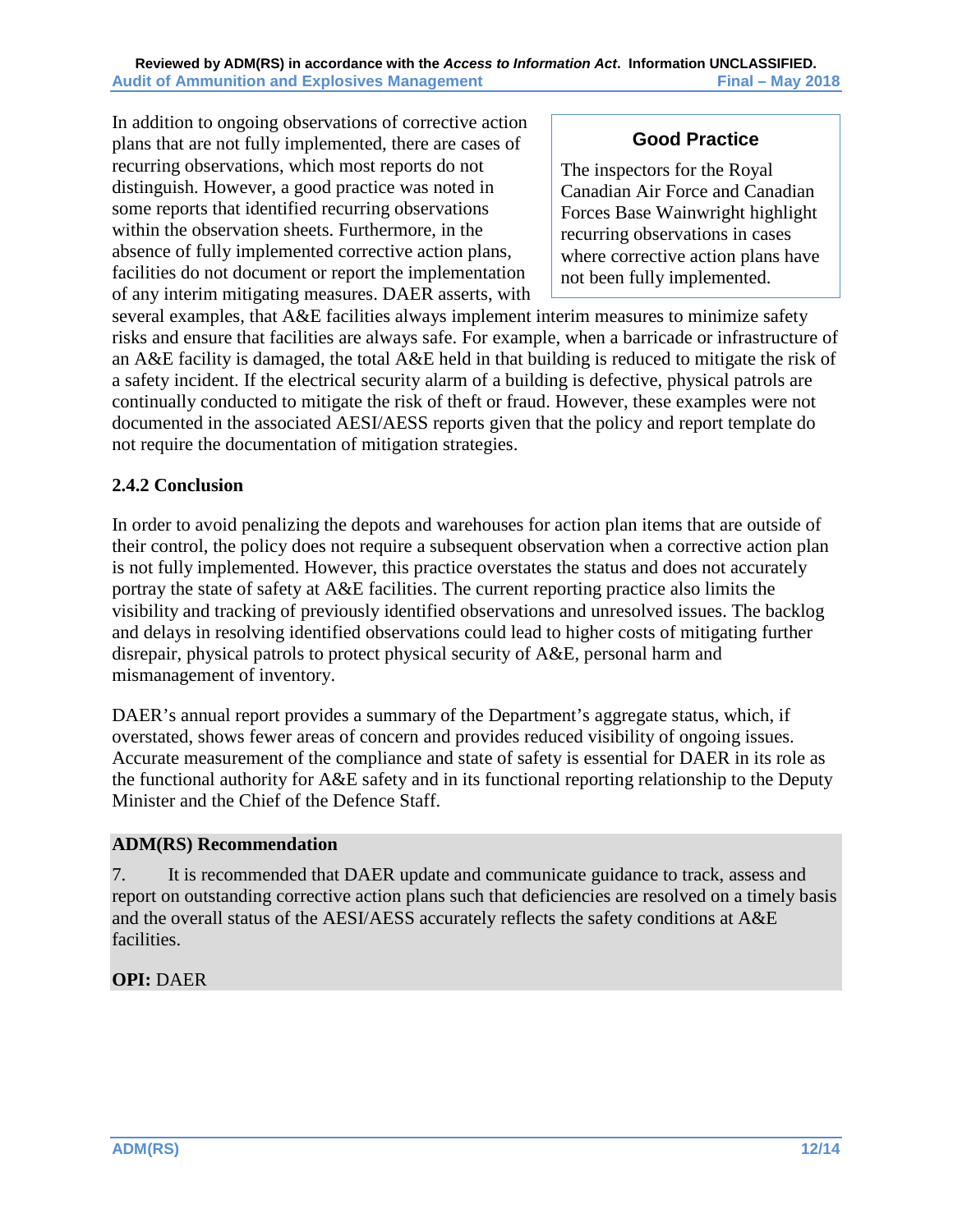In addition to ongoing observations of corrective action plans that are not fully implemented, there are cases of recurring observations, which most reports do not distinguish. However, a good practice was noted in some reports that identified recurring observations within the observation sheets. Furthermore, in the absence of fully implemented corrective action plans, facilities do not document or report the implementation of any interim mitigating measures. DAER asserts, with several examples, that A&E facilities always implement interim measures to minimize safety risks and ensure that facilities are always safe. For example, when a barricade or infrastructure of an A&E facility is damaged, the total A&E held in that building is reduced to mitigate the risk of a safety incident. If the electrical security alarm of a building is defective, physical patrols are continually conducted to mitigate the risk of theft or fraud. However, these examples were not documented in the associated AESI/AESS reports given that the policy and report template do not require the documentation of mitigation strategies.

> **Good Practice**
>
> The inspectors for the Royal Canadian Air Force and Canadian Forces Base Wainwright highlight recurring observations in cases where corrective action plans have not been fully implemented.

### 2.4.2 Conclusion

In order to avoid penalizing the depots and warehouses for action plan items that are outside of their control, the policy does not require a subsequent observation when a corrective action plan is not fully implemented. However, this practice overstates the status and does not accurately portray the state of safety at A&E facilities. The current reporting practice also limits the visibility and tracking of previously identified observations and unresolved issues. The backlog and delays in resolving identified observations could lead to higher costs of mitigating further disrepair, physical patrols to protect physical security of A&E, personal harm and mismanagement of inventory.

DAER's annual report provides a summary of the Department's aggregate status, which, if overstated, shows fewer areas of concern and provides reduced visibility of ongoing issues. Accurate measurement of the compliance and state of safety is essential for DAER in its role as the functional authority for A&E safety and in its functional reporting relationship to the Deputy Minister and the Chief of the Defence Staff.

**ADM(RS) Recommendation**

7. It is recommended that DAER update and communicate guidance to track, assess and report on outstanding corrective action plans such that deficiencies are resolved on a timely basis and the overall status of the AESI/AESS accurately reflects the safety conditions at A&E facilities.

**OPI:** DAER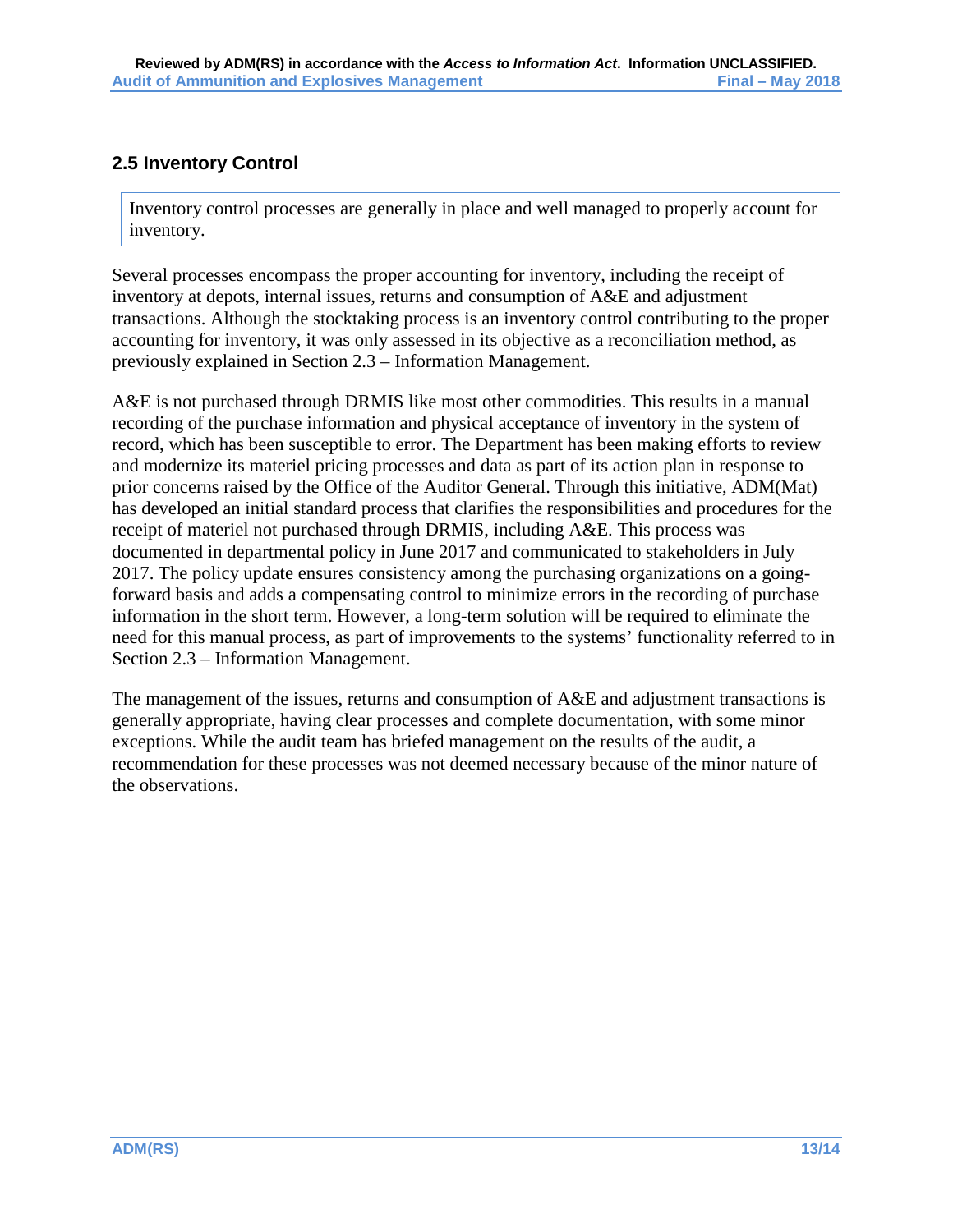## 2.5 Inventory Control

> Inventory control processes are generally in place and well managed to properly account for inventory.

Several processes encompass the proper accounting for inventory, including the receipt of inventory at depots, internal issues, returns and consumption of A&E and adjustment transactions. Although the stocktaking process is an inventory control contributing to the proper accounting for inventory, it was only assessed in its objective as a reconciliation method, as previously explained in Section 2.3 – Information Management.

A&E is not purchased through DRMIS like most other commodities. This results in a manual recording of the purchase information and physical acceptance of inventory in the system of record, which has been susceptible to error. The Department has been making efforts to review and modernize its materiel pricing processes and data as part of its action plan in response to prior concerns raised by the Office of the Auditor General. Through this initiative, ADM(Mat) has developed an initial standard process that clarifies the responsibilities and procedures for the receipt of materiel not purchased through DRMIS, including A&E. This process was documented in departmental policy in June 2017 and communicated to stakeholders in July 2017. The policy update ensures consistency among the purchasing organizations on a going-forward basis and adds a compensating control to minimize errors in the recording of purchase information in the short term. However, a long-term solution will be required to eliminate the need for this manual process, as part of improvements to the systems' functionality referred to in Section 2.3 – Information Management.

The management of the issues, returns and consumption of A&E and adjustment transactions is generally appropriate, having clear processes and complete documentation, with some minor exceptions. While the audit team has briefed management on the results of the audit, a recommendation for these processes was not deemed necessary because of the minor nature of the observations.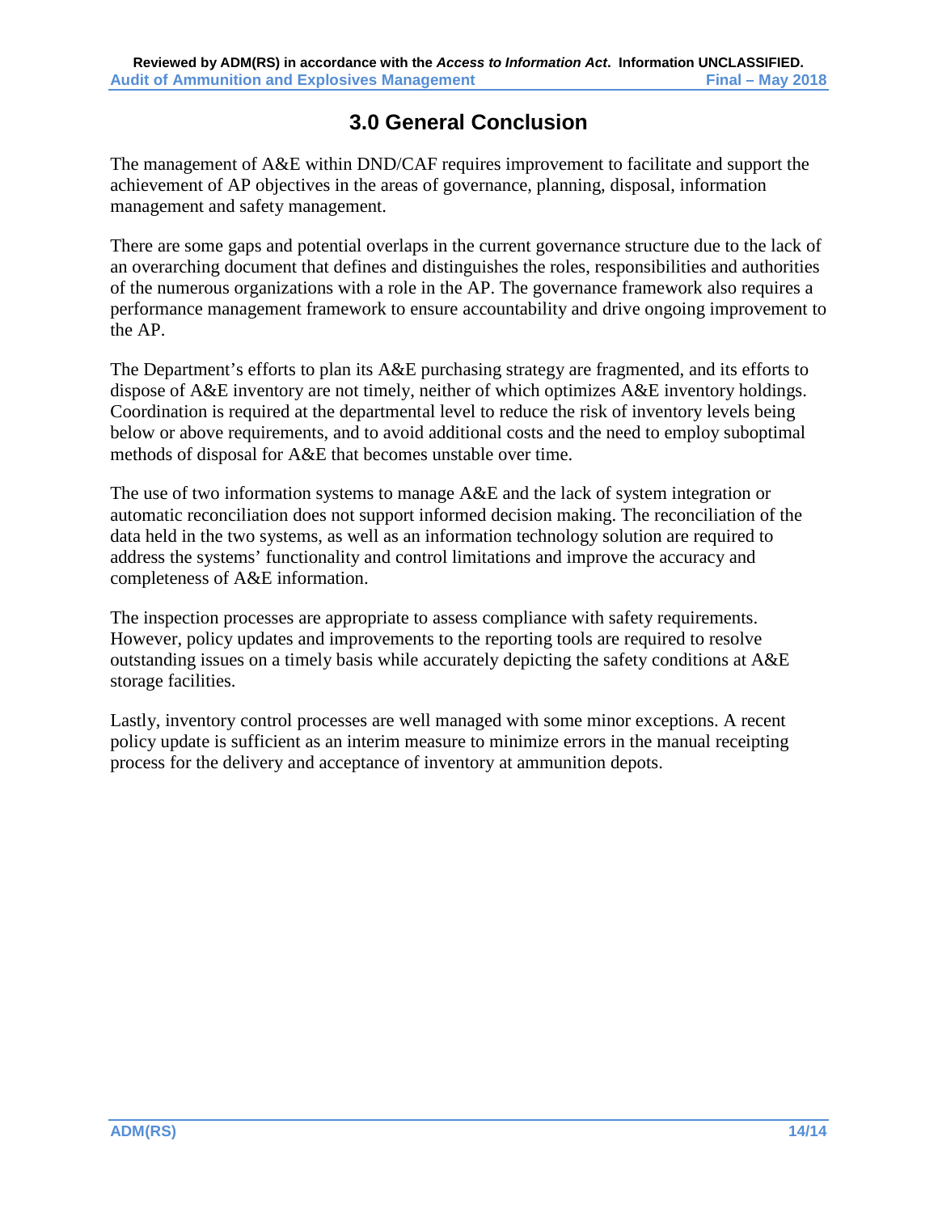# 3.0 General Conclusion

The management of A&E within DND/CAF requires improvement to facilitate and support the achievement of AP objectives in the areas of governance, planning, disposal, information management and safety management.

There are some gaps and potential overlaps in the current governance structure due to the lack of an overarching document that defines and distinguishes the roles, responsibilities and authorities of the numerous organizations with a role in the AP. The governance framework also requires a performance management framework to ensure accountability and drive ongoing improvement to the AP.

The Department's efforts to plan its A&E purchasing strategy are fragmented, and its efforts to dispose of A&E inventory are not timely, neither of which optimizes A&E inventory holdings. Coordination is required at the departmental level to reduce the risk of inventory levels being below or above requirements, and to avoid additional costs and the need to employ suboptimal methods of disposal for A&E that becomes unstable over time.

The use of two information systems to manage A&E and the lack of system integration or automatic reconciliation does not support informed decision making. The reconciliation of the data held in the two systems, as well as an information technology solution are required to address the systems' functionality and control limitations and improve the accuracy and completeness of A&E information.

The inspection processes are appropriate to assess compliance with safety requirements. However, policy updates and improvements to the reporting tools are required to resolve outstanding issues on a timely basis while accurately depicting the safety conditions at A&E storage facilities.

Lastly, inventory control processes are well managed with some minor exceptions. A recent policy update is sufficient as an interim measure to minimize errors in the manual receipting process for the delivery and acceptance of inventory at ammunition depots.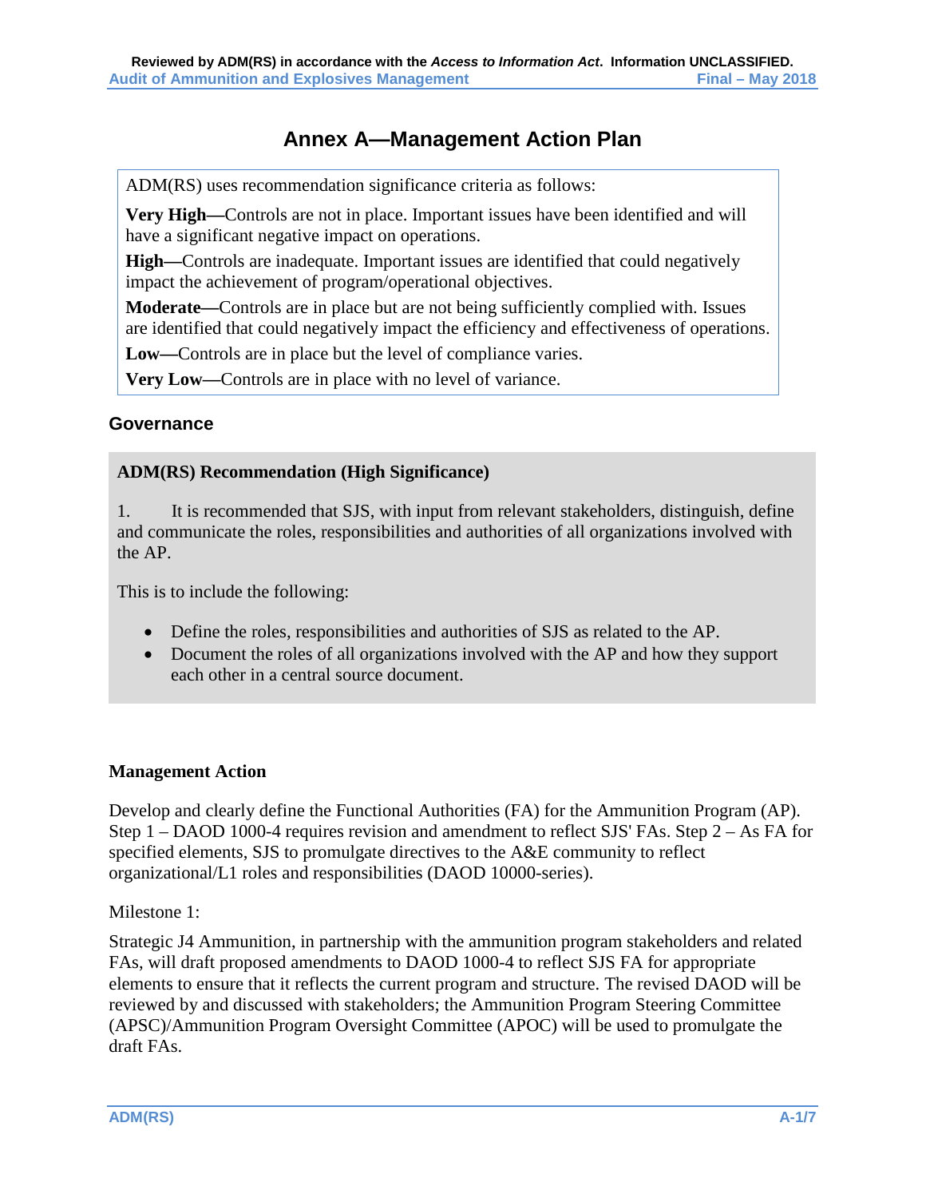# Annex A—Management Action Plan

ADM(RS) uses recommendation significance criteria as follows:

**Very High—**Controls are not in place. Important issues have been identified and will have a significant negative impact on operations.

**High—**Controls are inadequate. Important issues are identified that could negatively impact the achievement of program/operational objectives.

**Moderate—**Controls are in place but are not being sufficiently complied with. Issues are identified that could negatively impact the efficiency and effectiveness of operations.

**Low—**Controls are in place but the level of compliance varies.

**Very Low—**Controls are in place with no level of variance.

## Governance

**ADM(RS) Recommendation (High Significance)**

1. It is recommended that SJS, with input from relevant stakeholders, distinguish, define and communicate the roles, responsibilities and authorities of all organizations involved with the AP.

This is to include the following:

- Define the roles, responsibilities and authorities of SJS as related to the AP.
- Document the roles of all organizations involved with the AP and how they support each other in a central source document.

**Management Action**

Develop and clearly define the Functional Authorities (FA) for the Ammunition Program (AP). Step 1 – DAOD 1000-4 requires revision and amendment to reflect SJS' FAs. Step 2 – As FA for specified elements, SJS to promulgate directives to the A&E community to reflect organizational/L1 roles and responsibilities (DAOD 10000-series).

Milestone 1:

Strategic J4 Ammunition, in partnership with the ammunition program stakeholders and related FAs, will draft proposed amendments to DAOD 1000-4 to reflect SJS FA for appropriate elements to ensure that it reflects the current program and structure. The revised DAOD will be reviewed by and discussed with stakeholders; the Ammunition Program Steering Committee (APSC)/Ammunition Program Oversight Committee (APOC) will be used to promulgate the draft FAs.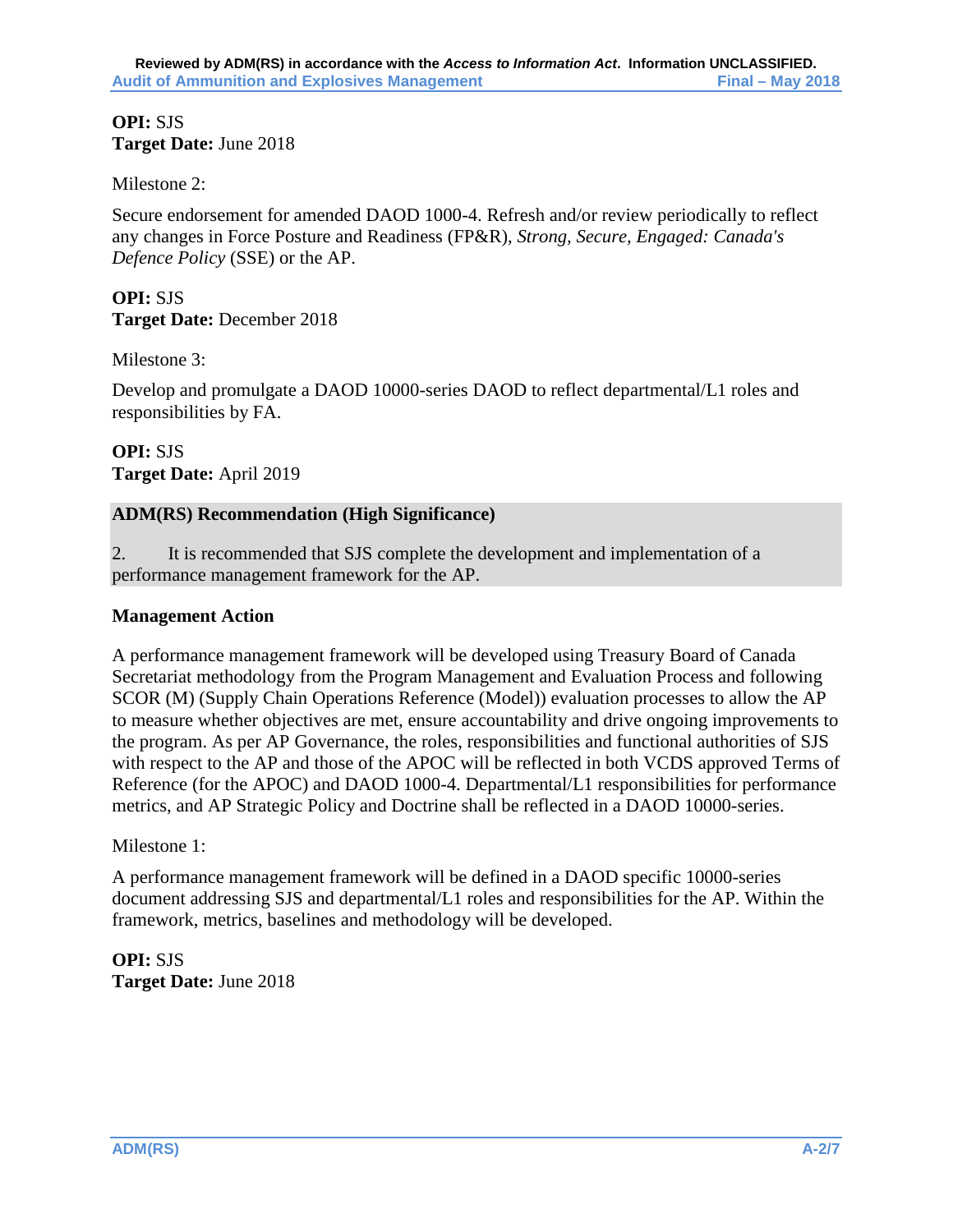**OPI:** SJS
**Target Date:** June 2018

Milestone 2:

Secure endorsement for amended DAOD 1000-4. Refresh and/or review periodically to reflect any changes in Force Posture and Readiness (FP&R), *Strong, Secure, Engaged: Canada's Defence Policy* (SSE) or the AP.

**OPI:** SJS
**Target Date:** December 2018

Milestone 3:

Develop and promulgate a DAOD 10000-series DAOD to reflect departmental/L1 roles and responsibilities by FA.

**OPI:** SJS
**Target Date:** April 2019

**ADM(RS) Recommendation (High Significance)**

2. It is recommended that SJS complete the development and implementation of a performance management framework for the AP.

**Management Action**

A performance management framework will be developed using Treasury Board of Canada Secretariat methodology from the Program Management and Evaluation Process and following SCOR (M) (Supply Chain Operations Reference (Model)) evaluation processes to allow the AP to measure whether objectives are met, ensure accountability and drive ongoing improvements to the program. As per AP Governance, the roles, responsibilities and functional authorities of SJS with respect to the AP and those of the APOC will be reflected in both VCDS approved Terms of Reference (for the APOC) and DAOD 1000-4. Departmental/L1 responsibilities for performance metrics, and AP Strategic Policy and Doctrine shall be reflected in a DAOD 10000-series.

Milestone 1:

A performance management framework will be defined in a DAOD specific 10000-series document addressing SJS and departmental/L1 roles and responsibilities for the AP. Within the framework, metrics, baselines and methodology will be developed.

**OPI:** SJS
**Target Date:** June 2018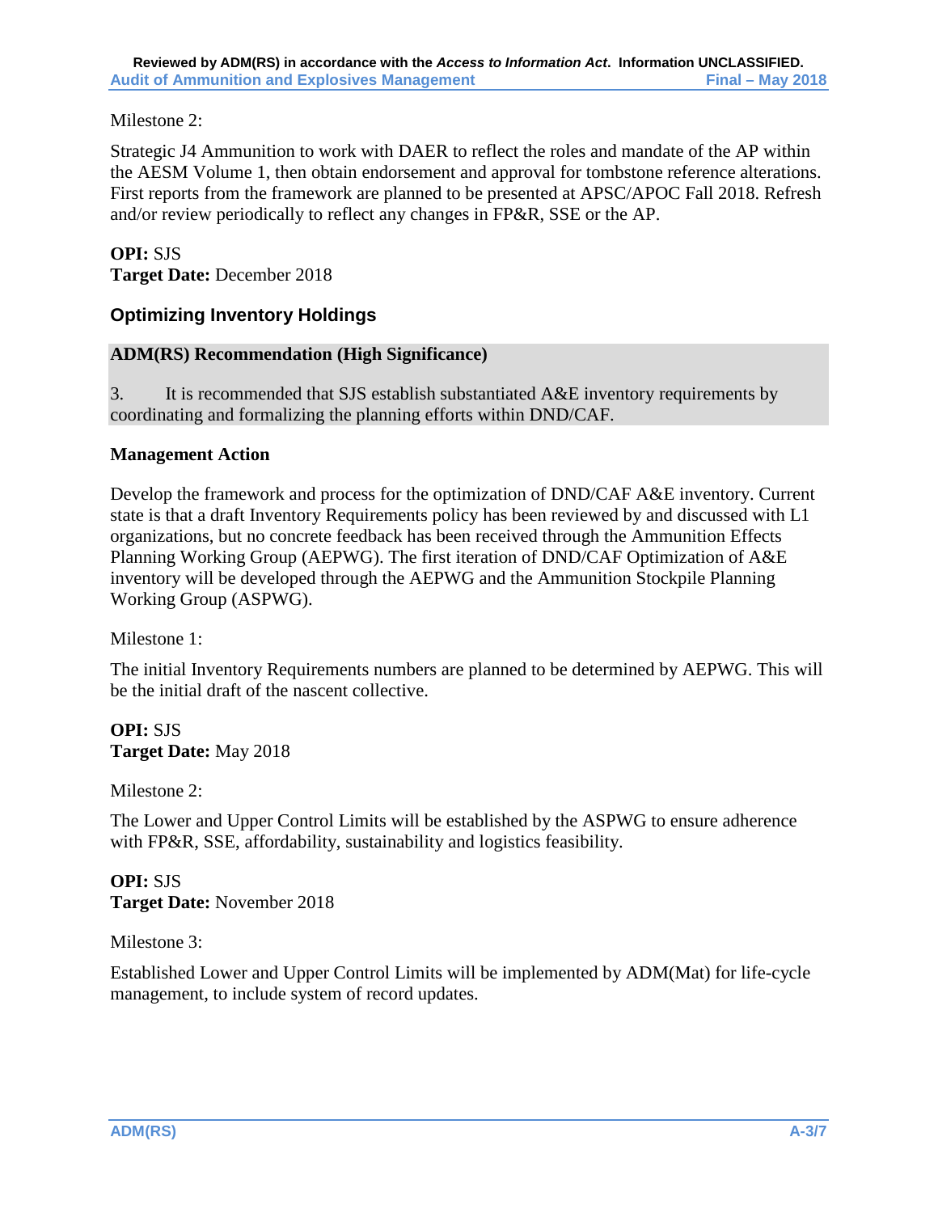Milestone 2:

Strategic J4 Ammunition to work with DAER to reflect the roles and mandate of the AP within the AESM Volume 1, then obtain endorsement and approval for tombstone reference alterations. First reports from the framework are planned to be presented at APSC/APOC Fall 2018. Refresh and/or review periodically to reflect any changes in FP&R, SSE or the AP.

**OPI:** SJS
**Target Date:** December 2018

### Optimizing Inventory Holdings

**ADM(RS) Recommendation (High Significance)**

3. It is recommended that SJS establish substantiated A&E inventory requirements by coordinating and formalizing the planning efforts within DND/CAF.

**Management Action**

Develop the framework and process for the optimization of DND/CAF A&E inventory. Current state is that a draft Inventory Requirements policy has been reviewed by and discussed with L1 organizations, but no concrete feedback has been received through the Ammunition Effects Planning Working Group (AEPWG). The first iteration of DND/CAF Optimization of A&E inventory will be developed through the AEPWG and the Ammunition Stockpile Planning Working Group (ASPWG).

Milestone 1:

The initial Inventory Requirements numbers are planned to be determined by AEPWG. This will be the initial draft of the nascent collective.

**OPI:** SJS
**Target Date:** May 2018

Milestone 2:

The Lower and Upper Control Limits will be established by the ASPWG to ensure adherence with FP&R, SSE, affordability, sustainability and logistics feasibility.

**OPI:** SJS
**Target Date:** November 2018

Milestone 3:

Established Lower and Upper Control Limits will be implemented by ADM(Mat) for life-cycle management, to include system of record updates.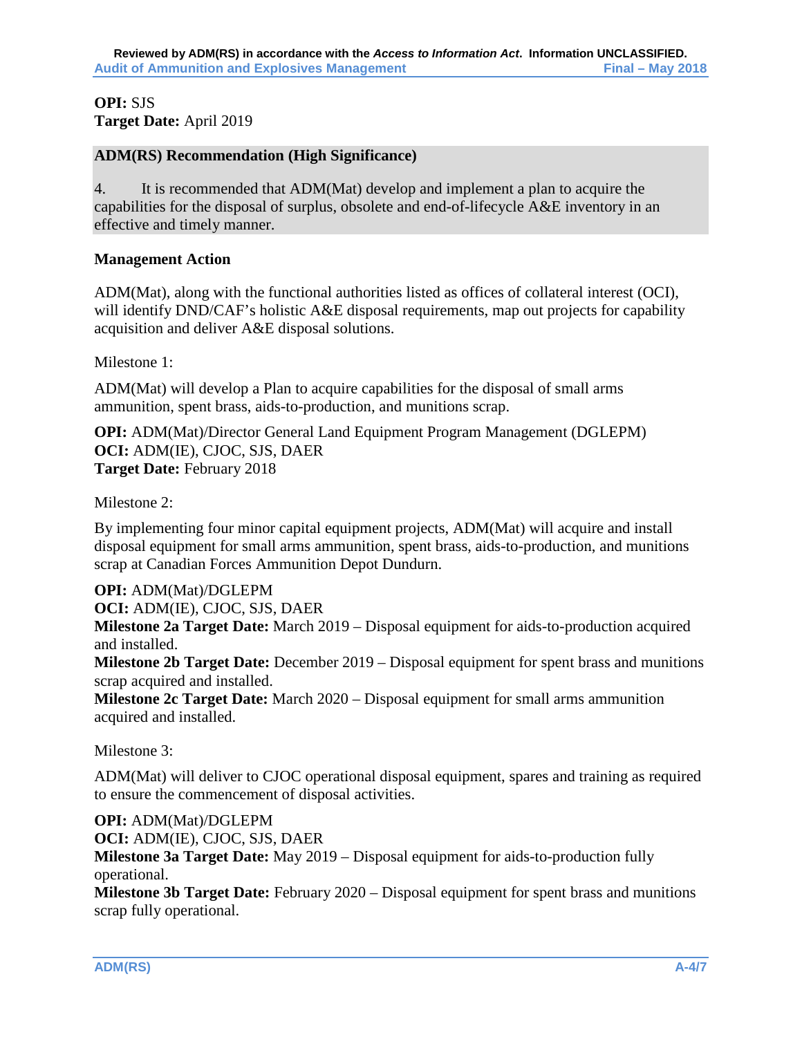**OPI:** SJS
**Target Date:** April 2019

**ADM(RS) Recommendation (High Significance)**

4. It is recommended that ADM(Mat) develop and implement a plan to acquire the capabilities for the disposal of surplus, obsolete and end-of-lifecycle A&E inventory in an effective and timely manner.

**Management Action**

ADM(Mat), along with the functional authorities listed as offices of collateral interest (OCI), will identify DND/CAF's holistic A&E disposal requirements, map out projects for capability acquisition and deliver A&E disposal solutions.

Milestone 1:

ADM(Mat) will develop a Plan to acquire capabilities for the disposal of small arms ammunition, spent brass, aids-to-production, and munitions scrap.

**OPI:** ADM(Mat)/Director General Land Equipment Program Management (DGLEPM)
**OCI:** ADM(IE), CJOC, SJS, DAER
**Target Date:** February 2018

Milestone 2:

By implementing four minor capital equipment projects, ADM(Mat) will acquire and install disposal equipment for small arms ammunition, spent brass, aids-to-production, and munitions scrap at Canadian Forces Ammunition Depot Dundurn.

**OPI:** ADM(Mat)/DGLEPM
**OCI:** ADM(IE), CJOC, SJS, DAER
**Milestone 2a Target Date:** March 2019 – Disposal equipment for aids-to-production acquired and installed.
**Milestone 2b Target Date:** December 2019 – Disposal equipment for spent brass and munitions scrap acquired and installed.
**Milestone 2c Target Date:** March 2020 – Disposal equipment for small arms ammunition acquired and installed.

Milestone 3:

ADM(Mat) will deliver to CJOC operational disposal equipment, spares and training as required to ensure the commencement of disposal activities.

**OPI:** ADM(Mat)/DGLEPM
**OCI:** ADM(IE), CJOC, SJS, DAER
**Milestone 3a Target Date:** May 2019 – Disposal equipment for aids-to-production fully operational.
**Milestone 3b Target Date:** February 2020 – Disposal equipment for spent brass and munitions scrap fully operational.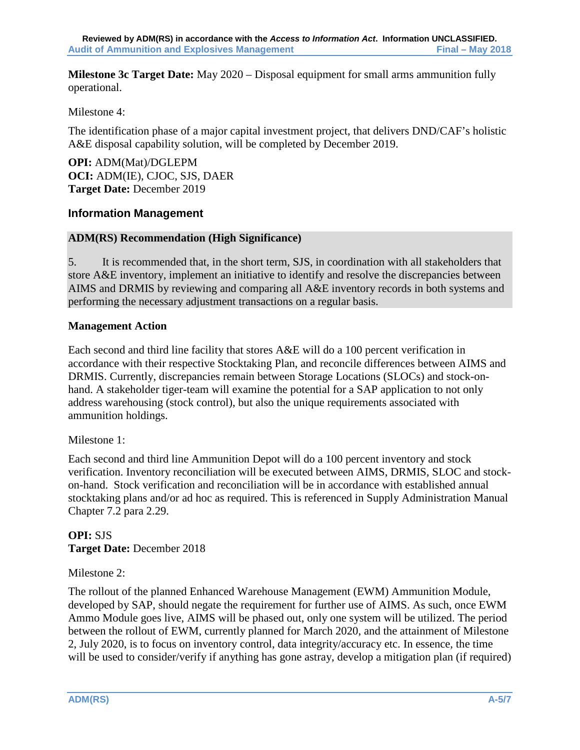**Milestone 3c Target Date:** May 2020 – Disposal equipment for small arms ammunition fully operational.

Milestone 4:

The identification phase of a major capital investment project, that delivers DND/CAF's holistic A&E disposal capability solution, will be completed by December 2019.

**OPI:** ADM(Mat)/DGLEPM
**OCI:** ADM(IE), CJOC, SJS, DAER
**Target Date:** December 2019

### Information Management

**ADM(RS) Recommendation (High Significance)**

5. It is recommended that, in the short term, SJS, in coordination with all stakeholders that store A&E inventory, implement an initiative to identify and resolve the discrepancies between AIMS and DRMIS by reviewing and comparing all A&E inventory records in both systems and performing the necessary adjustment transactions on a regular basis.

**Management Action**

Each second and third line facility that stores A&E will do a 100 percent verification in accordance with their respective Stocktaking Plan, and reconcile differences between AIMS and DRMIS. Currently, discrepancies remain between Storage Locations (SLOCs) and stock-on-hand. A stakeholder tiger-team will examine the potential for a SAP application to not only address warehousing (stock control), but also the unique requirements associated with ammunition holdings.

Milestone 1:

Each second and third line Ammunition Depot will do a 100 percent inventory and stock verification. Inventory reconciliation will be executed between AIMS, DRMIS, SLOC and stock-on-hand. Stock verification and reconciliation will be in accordance with established annual stocktaking plans and/or ad hoc as required. This is referenced in Supply Administration Manual Chapter 7.2 para 2.29.

**OPI:** SJS
**Target Date:** December 2018

Milestone 2:

The rollout of the planned Enhanced Warehouse Management (EWM) Ammunition Module, developed by SAP, should negate the requirement for further use of AIMS. As such, once EWM Ammo Module goes live, AIMS will be phased out, only one system will be utilized. The period between the rollout of EWM, currently planned for March 2020, and the attainment of Milestone 2, July 2020, is to focus on inventory control, data integrity/accuracy etc. In essence, the time will be used to consider/verify if anything has gone astray, develop a mitigation plan (if required)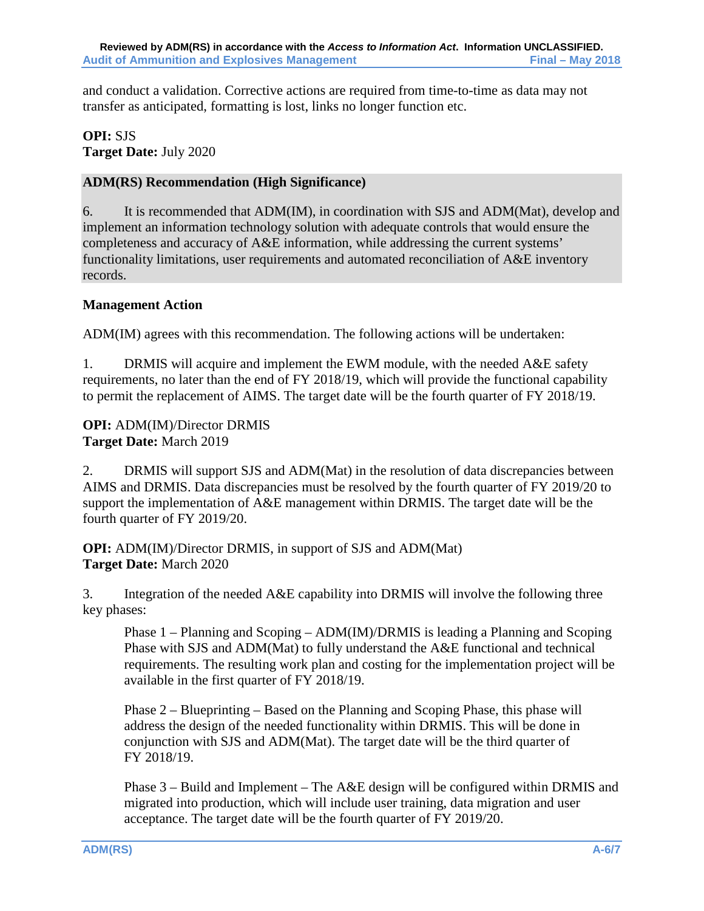and conduct a validation. Corrective actions are required from time-to-time as data may not transfer as anticipated, formatting is lost, links no longer function etc.

**OPI:** SJS
**Target Date:** July 2020

**ADM(RS) Recommendation (High Significance)**

6. It is recommended that ADM(IM), in coordination with SJS and ADM(Mat), develop and implement an information technology solution with adequate controls that would ensure the completeness and accuracy of A&E information, while addressing the current systems' functionality limitations, user requirements and automated reconciliation of A&E inventory records.

**Management Action**

ADM(IM) agrees with this recommendation. The following actions will be undertaken:

1. DRMIS will acquire and implement the EWM module, with the needed A&E safety requirements, no later than the end of FY 2018/19, which will provide the functional capability to permit the replacement of AIMS. The target date will be the fourth quarter of FY 2018/19.

**OPI:** ADM(IM)/Director DRMIS
**Target Date:** March 2019

2. DRMIS will support SJS and ADM(Mat) in the resolution of data discrepancies between AIMS and DRMIS. Data discrepancies must be resolved by the fourth quarter of FY 2019/20 to support the implementation of A&E management within DRMIS. The target date will be the fourth quarter of FY 2019/20.

**OPI:** ADM(IM)/Director DRMIS, in support of SJS and ADM(Mat)
**Target Date:** March 2020

3. Integration of the needed A&E capability into DRMIS will involve the following three key phases:

Phase 1 – Planning and Scoping – ADM(IM)/DRMIS is leading a Planning and Scoping Phase with SJS and ADM(Mat) to fully understand the A&E functional and technical requirements. The resulting work plan and costing for the implementation project will be available in the first quarter of FY 2018/19.

Phase 2 – Blueprinting – Based on the Planning and Scoping Phase, this phase will address the design of the needed functionality within DRMIS. This will be done in conjunction with SJS and ADM(Mat). The target date will be the third quarter of FY 2018/19.

Phase 3 – Build and Implement – The A&E design will be configured within DRMIS and migrated into production, which will include user training, data migration and user acceptance. The target date will be the fourth quarter of FY 2019/20.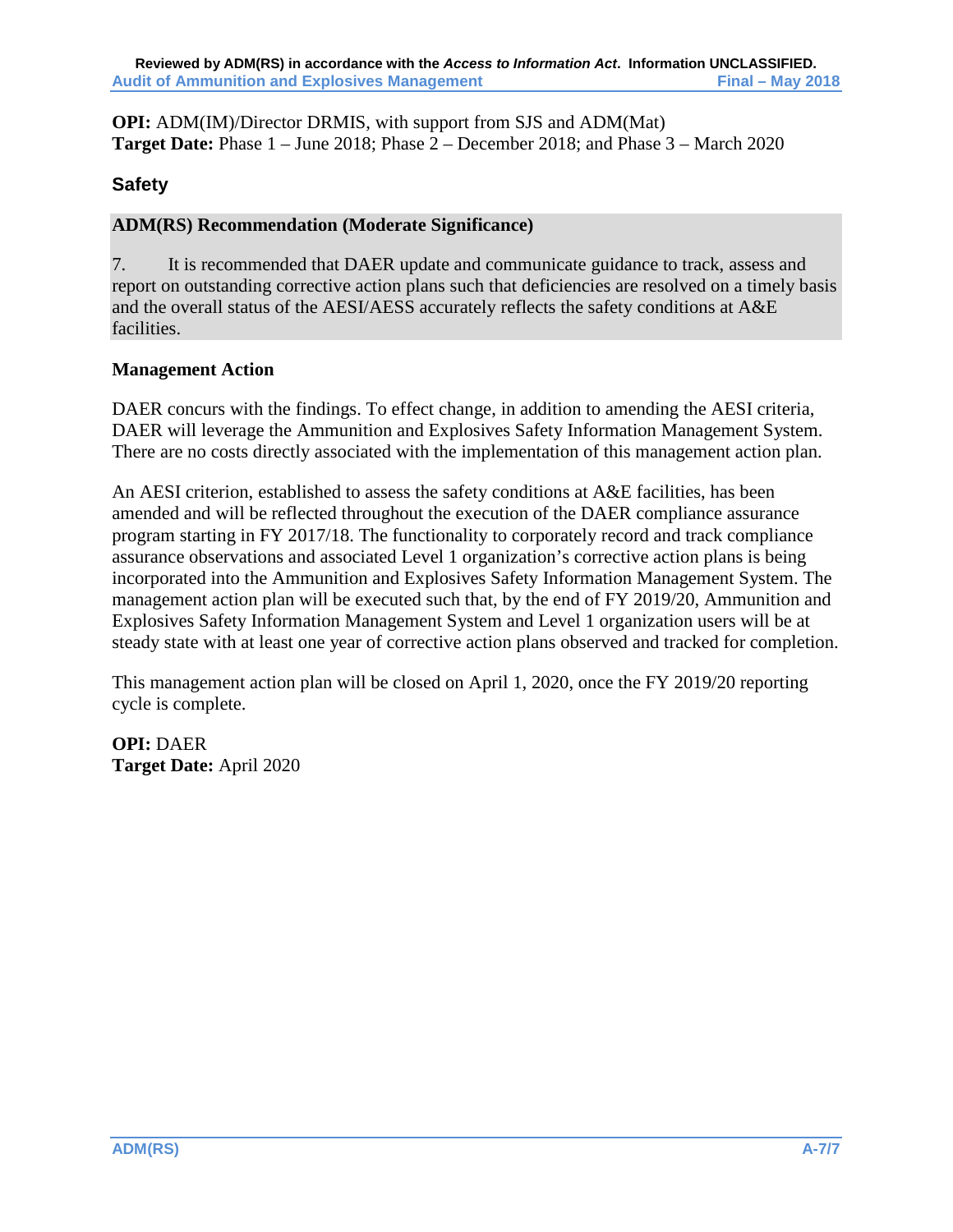**OPI:** ADM(IM)/Director DRMIS, with support from SJS and ADM(Mat)
**Target Date:** Phase 1 – June 2018; Phase 2 – December 2018; and Phase 3 – March 2020

## Safety

**ADM(RS) Recommendation (Moderate Significance)**

7. It is recommended that DAER update and communicate guidance to track, assess and report on outstanding corrective action plans such that deficiencies are resolved on a timely basis and the overall status of the AESI/AESS accurately reflects the safety conditions at A&E facilities.

**Management Action**

DAER concurs with the findings. To effect change, in addition to amending the AESI criteria, DAER will leverage the Ammunition and Explosives Safety Information Management System. There are no costs directly associated with the implementation of this management action plan.

An AESI criterion, established to assess the safety conditions at A&E facilities, has been amended and will be reflected throughout the execution of the DAER compliance assurance program starting in FY 2017/18. The functionality to corporately record and track compliance assurance observations and associated Level 1 organization's corrective action plans is being incorporated into the Ammunition and Explosives Safety Information Management System. The management action plan will be executed such that, by the end of FY 2019/20, Ammunition and Explosives Safety Information Management System and Level 1 organization users will be at steady state with at least one year of corrective action plans observed and tracked for completion.

This management action plan will be closed on April 1, 2020, once the FY 2019/20 reporting cycle is complete.

**OPI:** DAER
**Target Date:** April 2020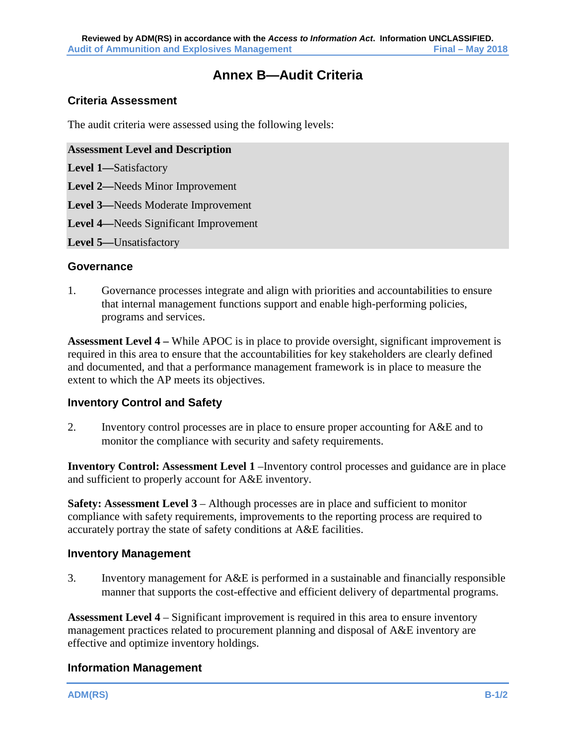# Annex B—Audit Criteria

## Criteria Assessment

The audit criteria were assessed using the following levels:

| Assessment Level and Description |
|---|
| **Level 1—**Satisfactory |
| **Level 2—**Needs Minor Improvement |
| **Level 3—**Needs Moderate Improvement |
| **Level 4—**Needs Significant Improvement |
| **Level 5—**Unsatisfactory |

## Governance

1. Governance processes integrate and align with priorities and accountabilities to ensure that internal management functions support and enable high-performing policies, programs and services.

**Assessment Level 4 –** While APOC is in place to provide oversight, significant improvement is required in this area to ensure that the accountabilities for key stakeholders are clearly defined and documented, and that a performance management framework is in place to measure the extent to which the AP meets its objectives.

## Inventory Control and Safety

2. Inventory control processes are in place to ensure proper accounting for A&E and to monitor the compliance with security and safety requirements.

**Inventory Control: Assessment Level 1** –Inventory control processes and guidance are in place and sufficient to properly account for A&E inventory.

**Safety: Assessment Level 3** – Although processes are in place and sufficient to monitor compliance with safety requirements, improvements to the reporting process are required to accurately portray the state of safety conditions at A&E facilities.

## Inventory Management

3. Inventory management for A&E is performed in a sustainable and financially responsible manner that supports the cost-effective and efficient delivery of departmental programs.

**Assessment Level 4** – Significant improvement is required in this area to ensure inventory management practices related to procurement planning and disposal of A&E inventory are effective and optimize inventory holdings.

## Information Management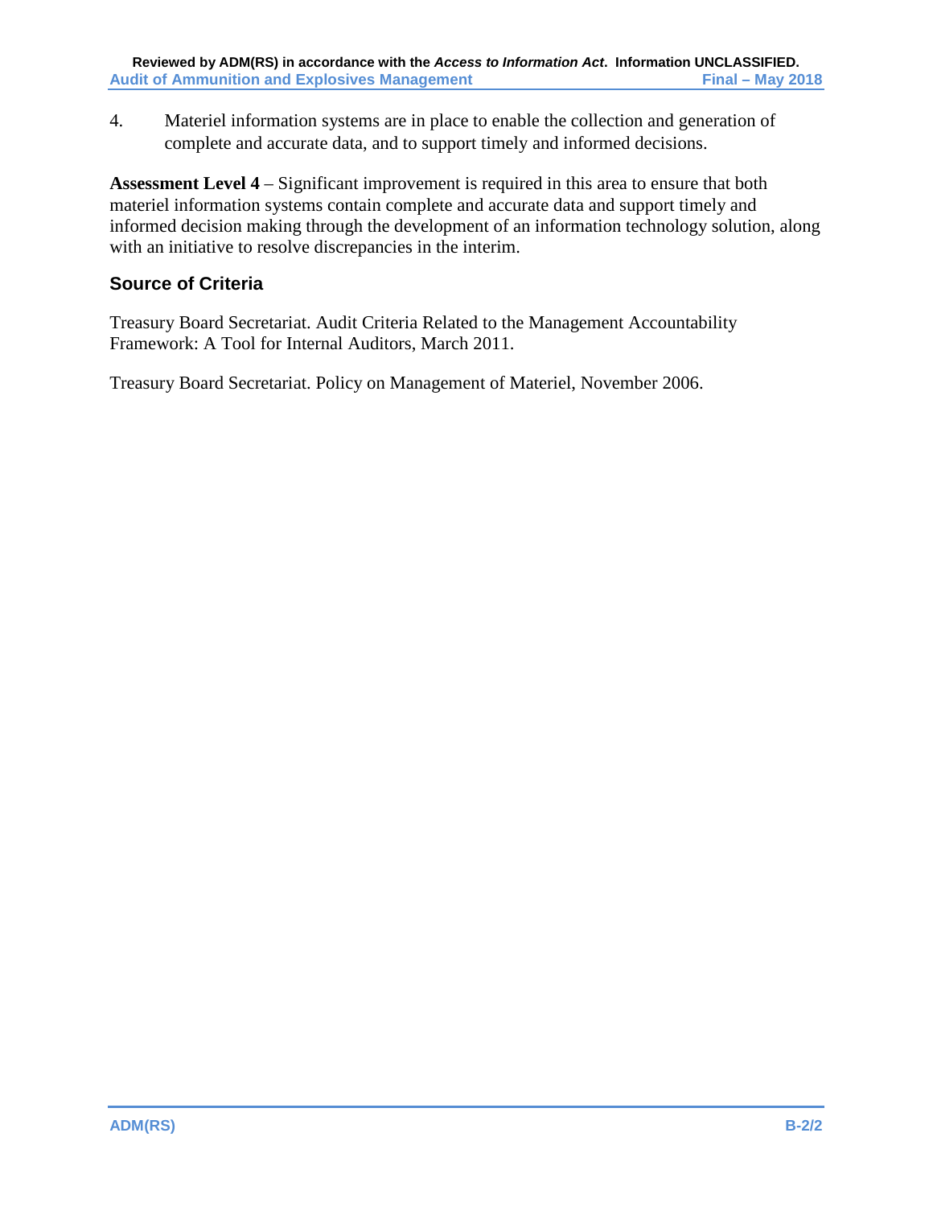4. Materiel information systems are in place to enable the collection and generation of complete and accurate data, and to support timely and informed decisions.

**Assessment Level 4** – Significant improvement is required in this area to ensure that both materiel information systems contain complete and accurate data and support timely and informed decision making through the development of an information technology solution, along with an initiative to resolve discrepancies in the interim.

## Source of Criteria

Treasury Board Secretariat. Audit Criteria Related to the Management Accountability Framework: A Tool for Internal Auditors, March 2011.

Treasury Board Secretariat. Policy on Management of Materiel, November 2006.